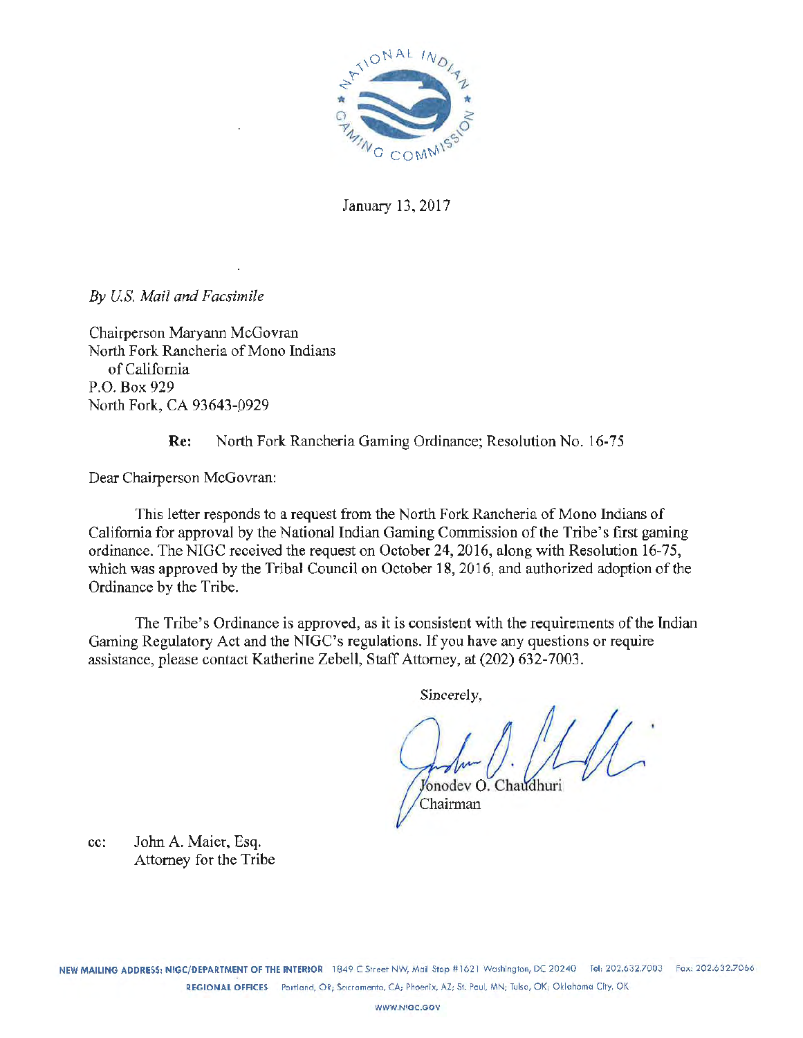January 13, 2017

*By U.S. Mail and Facsimile*

Chairperson Maryann McGovran
North Fork Rancheria of Mono Indians
of California
P.O. Box 929
North Fork, CA 93643-0929

**Re:** North Fork Rancheria Gaming Ordinance; Resolution No. 16-75

Dear Chairperson McGovran:

This letter responds to a request from the North Fork Rancheria of Mono Indians of California for approval by the National Indian Gaming Commission of the Tribe's first gaming ordinance. The NIGC received the request on October 24, 2016, along with Resolution 16-75, which was approved by the Tribal Council on October 18, 2016, and authorized adoption of the Ordinance by the Tribe.

The Tribe's Ordinance is approved, as it is consistent with the requirements of the Indian Gaming Regulatory Act and the NIGC's regulations. If you have any questions or require assistance, please contact Katherine Zebell, Staff Attorney, at (202) 632-7003.

Sincerely,

Jonodev O. Chaudhuri
Chairman

cc: John A. Maier, Esq.
Attorney for the Tribe

**NEW MAILING ADDRESS: NIGC/DEPARTMENT OF THE INTERIOR** 1849 C Street NW, Mail Stop #1621 Washington, DC 20240 Tel: 202.632.7003 Fax: 202.632.7066

**REGIONAL OFFICES** Portland, OR; Sacramento, CA; Phoenix, AZ; St. Paul, MN; Tulsa, OK; Oklahoma City, OK

WWW.NIGC.GOV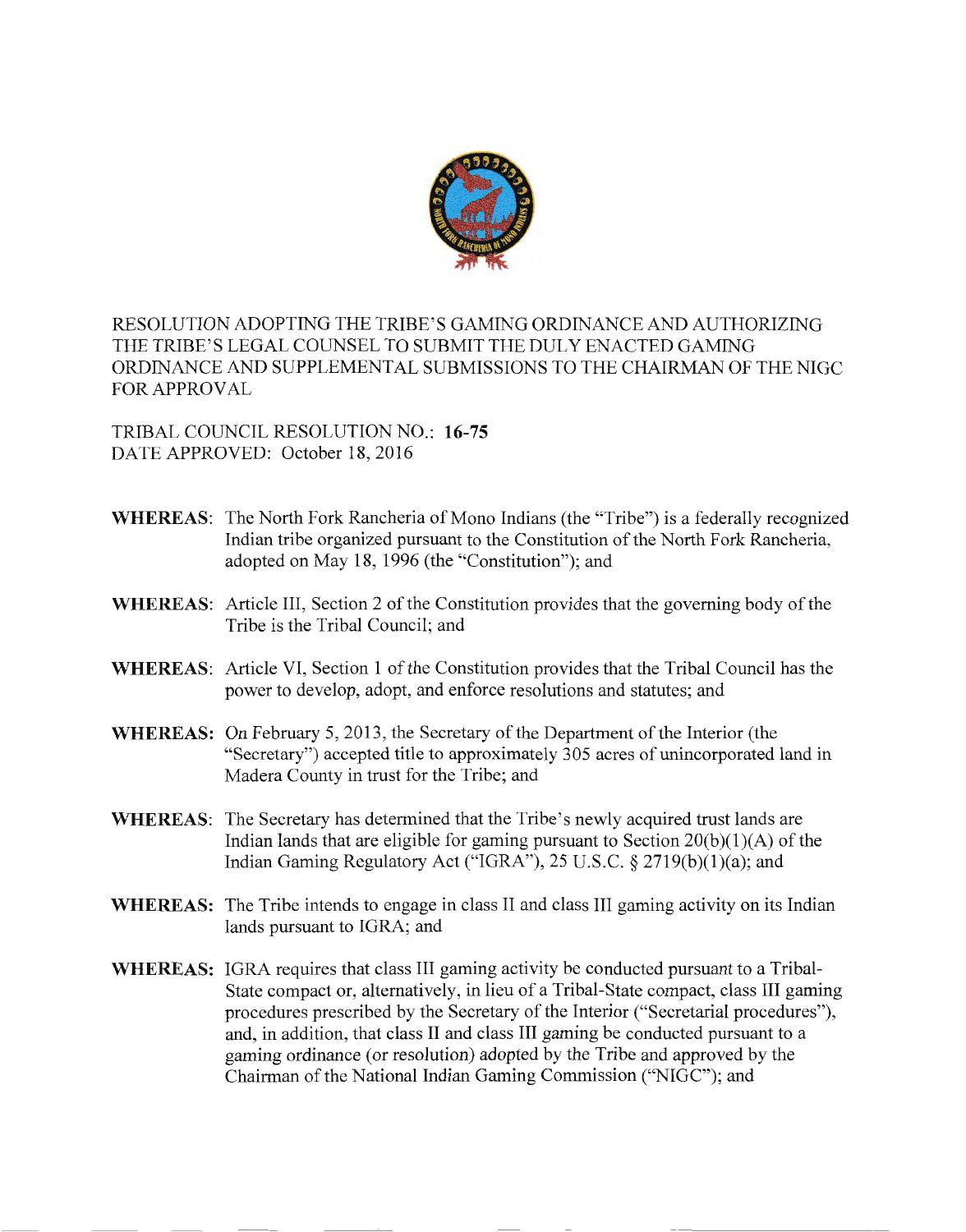RESOLUTION ADOPTING THE TRIBE'S GAMING ORDINANCE AND AUTHORIZING THE TRIBE'S LEGAL COUNSEL TO SUBMIT THE DULY ENACTED GAMING ORDINANCE AND SUPPLEMENTAL SUBMISSIONS TO THE CHAIRMAN OF THE NIGC FOR APPROVAL

TRIBAL COUNCIL RESOLUTION NO.: **16-75**
DATE APPROVED: October 18, 2016

**WHEREAS**: The North Fork Rancheria of Mono Indians (the "Tribe") is a federally recognized Indian tribe organized pursuant to the Constitution of the North Fork Rancheria, adopted on May 18, 1996 (the "Constitution"); and

**WHEREAS**: Article III, Section 2 of the Constitution provides that the governing body of the Tribe is the Tribal Council; and

**WHEREAS**: Article VI, Section 1 of the Constitution provides that the Tribal Council has the power to develop, adopt, and enforce resolutions and statutes; and

**WHEREAS:** On February 5, 2013, the Secretary of the Department of the Interior (the "Secretary") accepted title to approximately 305 acres of unincorporated land in Madera County in trust for the Tribe; and

**WHEREAS**: The Secretary has determined that the Tribe's newly acquired trust lands are Indian lands that are eligible for gaming pursuant to Section 20(b)(1)(A) of the Indian Gaming Regulatory Act ("IGRA"), 25 U.S.C. § 2719(b)(1)(a); and

**WHEREAS:** The Tribe intends to engage in class II and class III gaming activity on its Indian lands pursuant to IGRA; and

**WHEREAS:** IGRA requires that class III gaming activity be conducted pursuant to a Tribal-State compact or, alternatively, in lieu of a Tribal-State compact, class III gaming procedures prescribed by the Secretary of the Interior ("Secretarial procedures"), and, in addition, that class II and class III gaming be conducted pursuant to a gaming ordinance (or resolution) adopted by the Tribe and approved by the Chairman of the National Indian Gaming Commission ("NIGC"); and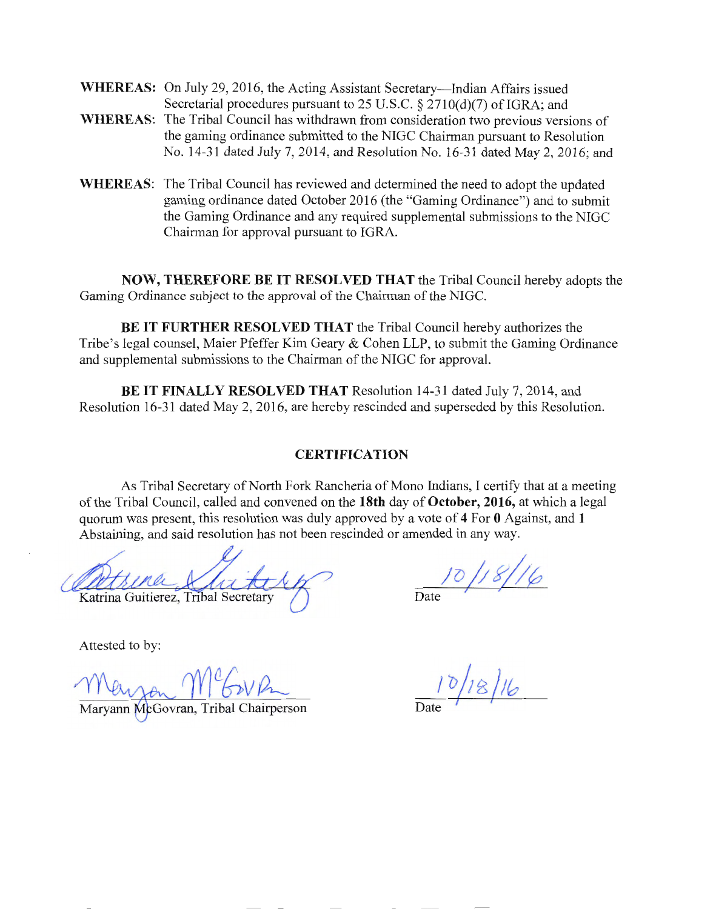**WHEREAS:** On July 29, 2016, the Acting Assistant Secretary—Indian Affairs issued Secretarial procedures pursuant to 25 U.S.C. § 2710(d)(7) of IGRA; and

**WHEREAS:** The Tribal Council has withdrawn from consideration two previous versions of the gaming ordinance submitted to the NIGC Chairman pursuant to Resolution No. 14-31 dated July 7, 2014, and Resolution No. 16-31 dated May 2, 2016; and

**WHEREAS:** The Tribal Council has reviewed and determined the need to adopt the updated gaming ordinance dated October 2016 (the "Gaming Ordinance") and to submit the Gaming Ordinance and any required supplemental submissions to the NIGC Chairman for approval pursuant to IGRA.

**NOW, THEREFORE BE IT RESOLVED THAT** the Tribal Council hereby adopts the Gaming Ordinance subject to the approval of the Chairman of the NIGC.

**BE IT FURTHER RESOLVED THAT** the Tribal Council hereby authorizes the Tribe's legal counsel, Maier Pfeffer Kim Geary & Cohen LLP, to submit the Gaming Ordinance and supplemental submissions to the Chairman of the NIGC for approval.

**BE IT FINALLY RESOLVED THAT** Resolution 14-31 dated July 7, 2014, and Resolution 16-31 dated May 2, 2016, are hereby rescinded and superseded by this Resolution.

## CERTIFICATION

As Tribal Secretary of North Fork Rancheria of Mono Indians, I certify that at a meeting of the Tribal Council, called and convened on the **18th** day of **October, 2016,** at which a legal quorum was present, this resolution was duly approved by a vote of **4** For **0** Against, and **1** Abstaining, and said resolution has not been rescinded or amended in any way.

Katrina Guitierez, Tribal Secretary — Date: 10/18/16

Attested to by:

Maryann McGovran, Tribal Chairperson — Date: 10/18/16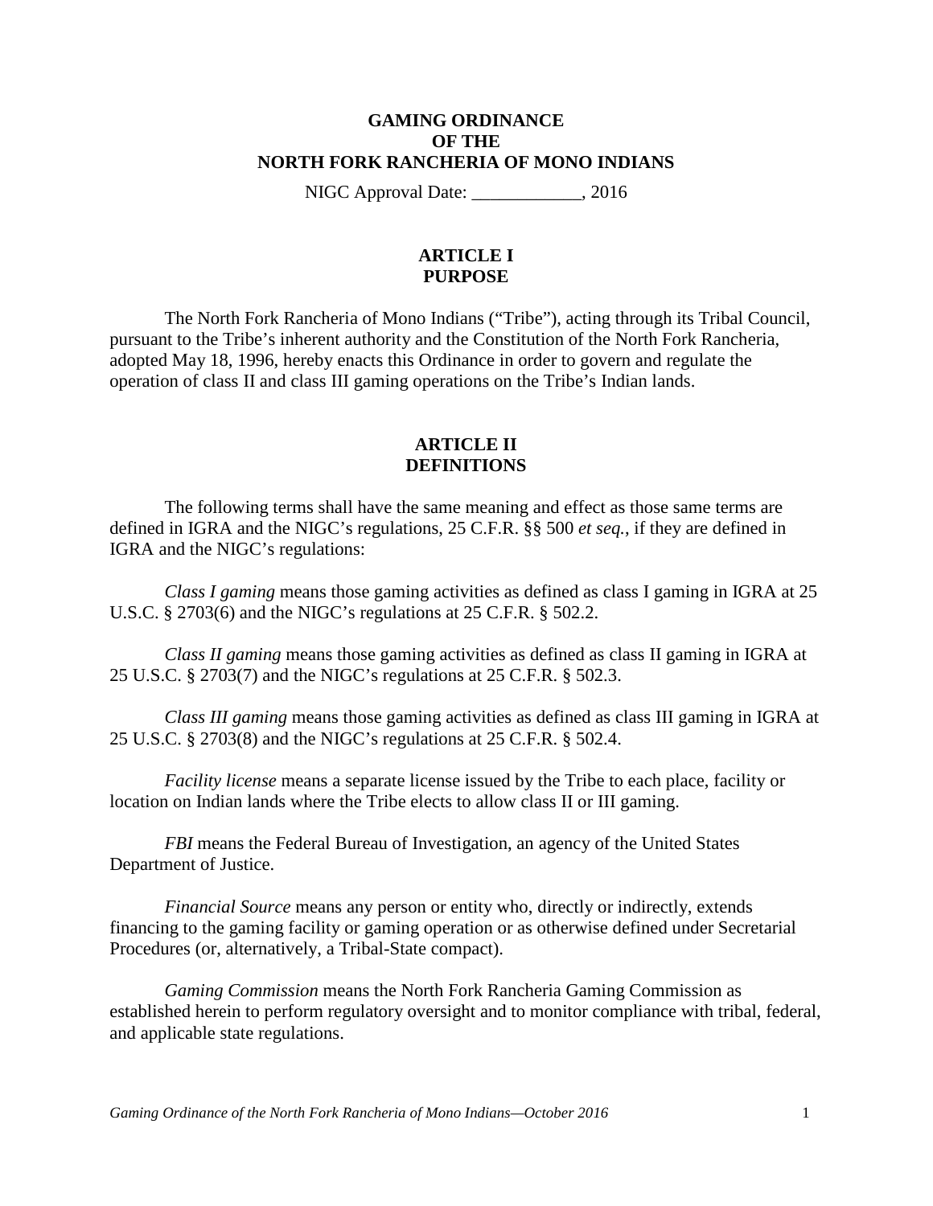# GAMING ORDINANCE OF THE NORTH FORK RANCHERIA OF MONO INDIANS

NIGC Approval Date: ____________, 2016

## ARTICLE I PURPOSE

The North Fork Rancheria of Mono Indians ("Tribe"), acting through its Tribal Council, pursuant to the Tribe's inherent authority and the Constitution of the North Fork Rancheria, adopted May 18, 1996, hereby enacts this Ordinance in order to govern and regulate the operation of class II and class III gaming operations on the Tribe's Indian lands.

## ARTICLE II DEFINITIONS

The following terms shall have the same meaning and effect as those same terms are defined in IGRA and the NIGC's regulations, 25 C.F.R. §§ 500 *et seq.*, if they are defined in IGRA and the NIGC's regulations:

*Class I gaming* means those gaming activities as defined as class I gaming in IGRA at 25 U.S.C. § 2703(6) and the NIGC's regulations at 25 C.F.R. § 502.2.

*Class II gaming* means those gaming activities as defined as class II gaming in IGRA at 25 U.S.C. § 2703(7) and the NIGC's regulations at 25 C.F.R. § 502.3.

*Class III gaming* means those gaming activities as defined as class III gaming in IGRA at 25 U.S.C. § 2703(8) and the NIGC's regulations at 25 C.F.R. § 502.4.

*Facility license* means a separate license issued by the Tribe to each place, facility or location on Indian lands where the Tribe elects to allow class II or III gaming.

*FBI* means the Federal Bureau of Investigation, an agency of the United States Department of Justice.

*Financial Source* means any person or entity who, directly or indirectly, extends financing to the gaming facility or gaming operation or as otherwise defined under Secretarial Procedures (or, alternatively, a Tribal-State compact).

*Gaming Commission* means the North Fork Rancheria Gaming Commission as established herein to perform regulatory oversight and to monitor compliance with tribal, federal, and applicable state regulations.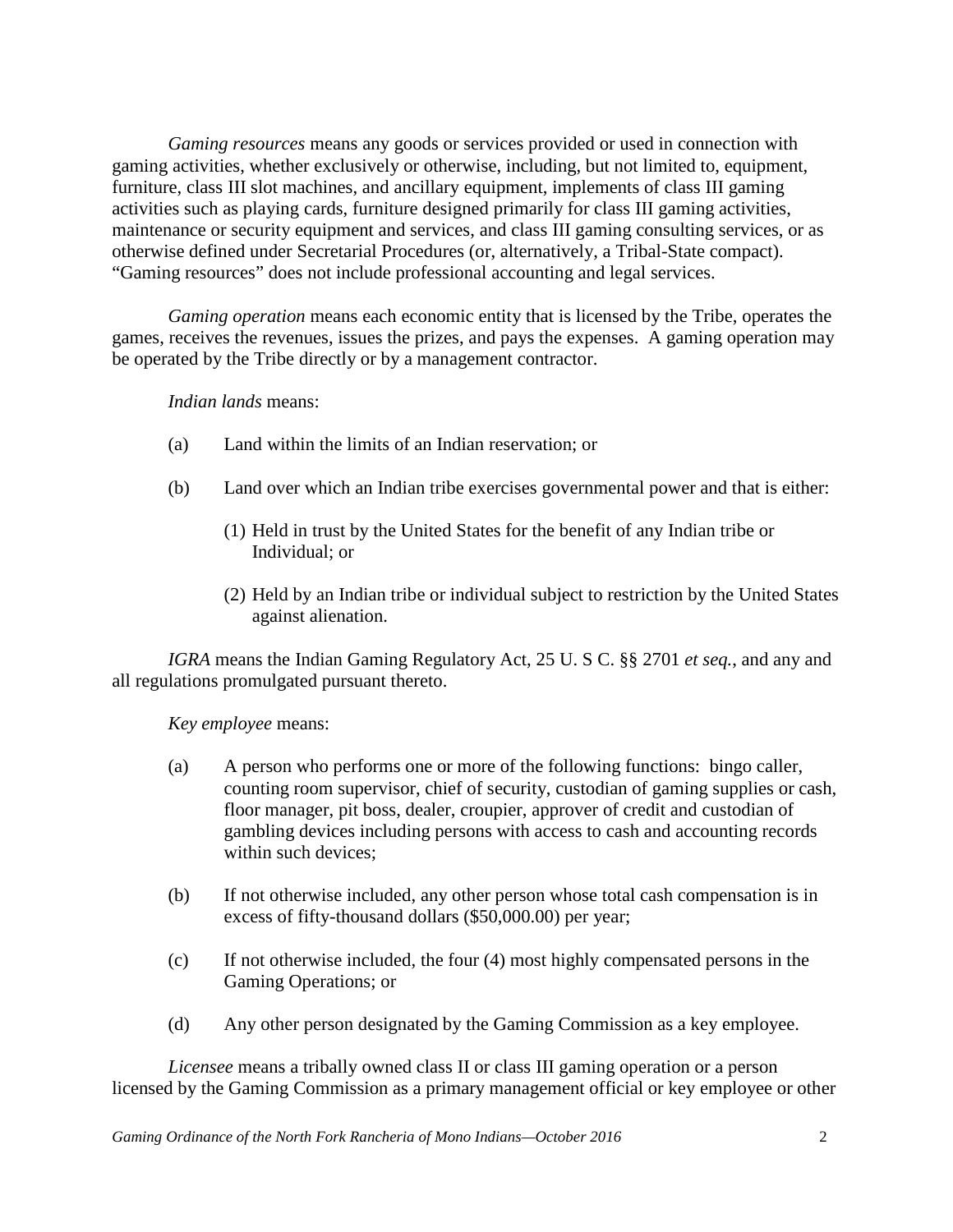*Gaming resources* means any goods or services provided or used in connection with gaming activities, whether exclusively or otherwise, including, but not limited to, equipment, furniture, class III slot machines, and ancillary equipment, implements of class III gaming activities such as playing cards, furniture designed primarily for class III gaming activities, maintenance or security equipment and services, and class III gaming consulting services, or as otherwise defined under Secretarial Procedures (or, alternatively, a Tribal-State compact). "Gaming resources" does not include professional accounting and legal services.

*Gaming operation* means each economic entity that is licensed by the Tribe, operates the games, receives the revenues, issues the prizes, and pays the expenses. A gaming operation may be operated by the Tribe directly or by a management contractor.

*Indian lands* means:

(a) Land within the limits of an Indian reservation; or

(b) Land over which an Indian tribe exercises governmental power and that is either:

(1) Held in trust by the United States for the benefit of any Indian tribe or Individual; or

(2) Held by an Indian tribe or individual subject to restriction by the United States against alienation.

*IGRA* means the Indian Gaming Regulatory Act, 25 U. S C. §§ 2701 *et seq.*, and any and all regulations promulgated pursuant thereto.

*Key employee* means:

(a) A person who performs one or more of the following functions: bingo caller, counting room supervisor, chief of security, custodian of gaming supplies or cash, floor manager, pit boss, dealer, croupier, approver of credit and custodian of gambling devices including persons with access to cash and accounting records within such devices;

(b) If not otherwise included, any other person whose total cash compensation is in excess of fifty-thousand dollars ($50,000.00) per year;

(c) If not otherwise included, the four (4) most highly compensated persons in the Gaming Operations; or

(d) Any other person designated by the Gaming Commission as a key employee.

*Licensee* means a tribally owned class II or class III gaming operation or a person licensed by the Gaming Commission as a primary management official or key employee or other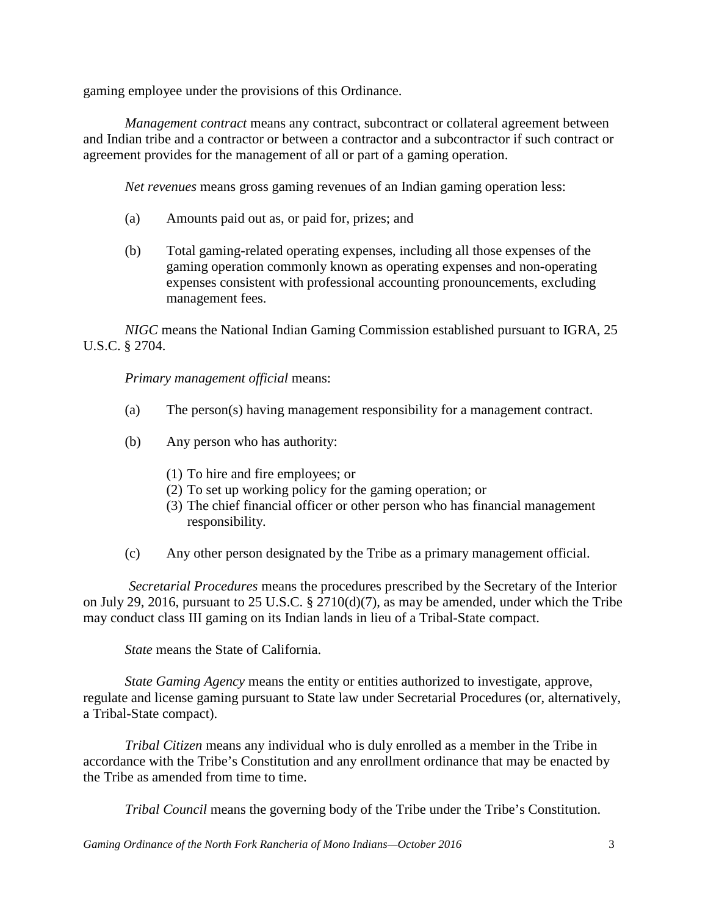gaming employee under the provisions of this Ordinance.

*Management contract* means any contract, subcontract or collateral agreement between and Indian tribe and a contractor or between a contractor and a subcontractor if such contract or agreement provides for the management of all or part of a gaming operation.

*Net revenues* means gross gaming revenues of an Indian gaming operation less:

(a) Amounts paid out as, or paid for, prizes; and

(b) Total gaming-related operating expenses, including all those expenses of the gaming operation commonly known as operating expenses and non-operating expenses consistent with professional accounting pronouncements, excluding management fees.

*NIGC* means the National Indian Gaming Commission established pursuant to IGRA, 25 U.S.C. § 2704.

*Primary management official* means:

(a) The person(s) having management responsibility for a management contract.

(b) Any person who has authority:

(1) To hire and fire employees; or
(2) To set up working policy for the gaming operation; or
(3) The chief financial officer or other person who has financial management responsibility.

(c) Any other person designated by the Tribe as a primary management official.

*Secretarial Procedures* means the procedures prescribed by the Secretary of the Interior on July 29, 2016, pursuant to 25 U.S.C. § 2710(d)(7), as may be amended, under which the Tribe may conduct class III gaming on its Indian lands in lieu of a Tribal-State compact.

*State* means the State of California.

*State Gaming Agency* means the entity or entities authorized to investigate, approve, regulate and license gaming pursuant to State law under Secretarial Procedures (or, alternatively, a Tribal-State compact).

*Tribal Citizen* means any individual who is duly enrolled as a member in the Tribe in accordance with the Tribe's Constitution and any enrollment ordinance that may be enacted by the Tribe as amended from time to time.

*Tribal Council* means the governing body of the Tribe under the Tribe's Constitution.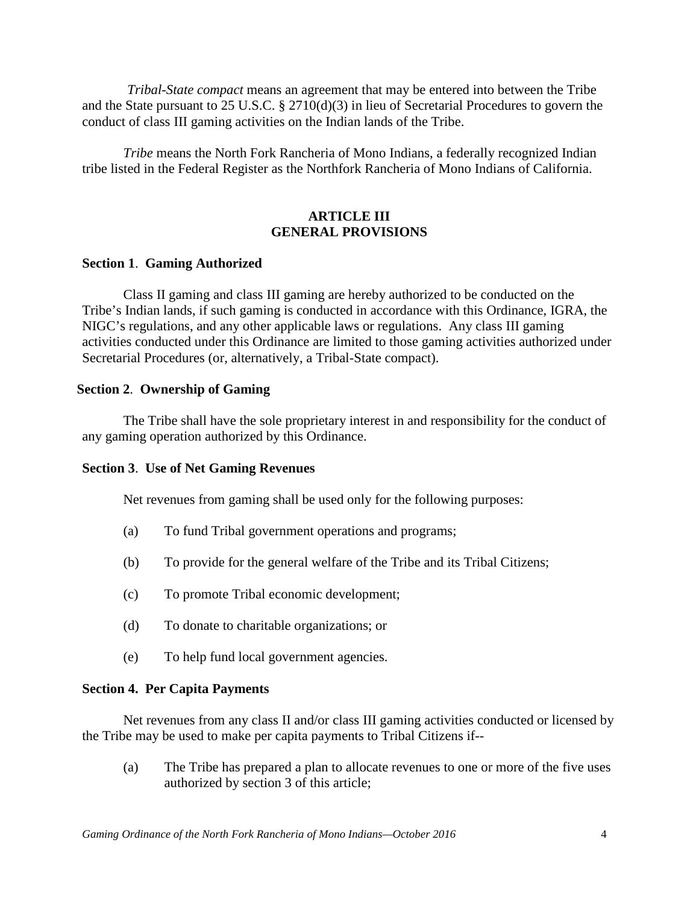*Tribal-State compact* means an agreement that may be entered into between the Tribe and the State pursuant to 25 U.S.C. § 2710(d)(3) in lieu of Secretarial Procedures to govern the conduct of class III gaming activities on the Indian lands of the Tribe.

*Tribe* means the North Fork Rancheria of Mono Indians, a federally recognized Indian tribe listed in the Federal Register as the Northfork Rancheria of Mono Indians of California.

## ARTICLE III
## GENERAL PROVISIONS

### Section 1. Gaming Authorized

Class II gaming and class III gaming are hereby authorized to be conducted on the Tribe's Indian lands, if such gaming is conducted in accordance with this Ordinance, IGRA, the NIGC's regulations, and any other applicable laws or regulations. Any class III gaming activities conducted under this Ordinance are limited to those gaming activities authorized under Secretarial Procedures (or, alternatively, a Tribal-State compact).

### Section 2. Ownership of Gaming

The Tribe shall have the sole proprietary interest in and responsibility for the conduct of any gaming operation authorized by this Ordinance.

### Section 3. Use of Net Gaming Revenues

Net revenues from gaming shall be used only for the following purposes:

(a) To fund Tribal government operations and programs;

(b) To provide for the general welfare of the Tribe and its Tribal Citizens;

(c) To promote Tribal economic development;

(d) To donate to charitable organizations; or

(e) To help fund local government agencies.

### Section 4. Per Capita Payments

Net revenues from any class II and/or class III gaming activities conducted or licensed by the Tribe may be used to make per capita payments to Tribal Citizens if--

(a) The Tribe has prepared a plan to allocate revenues to one or more of the five uses authorized by section 3 of this article;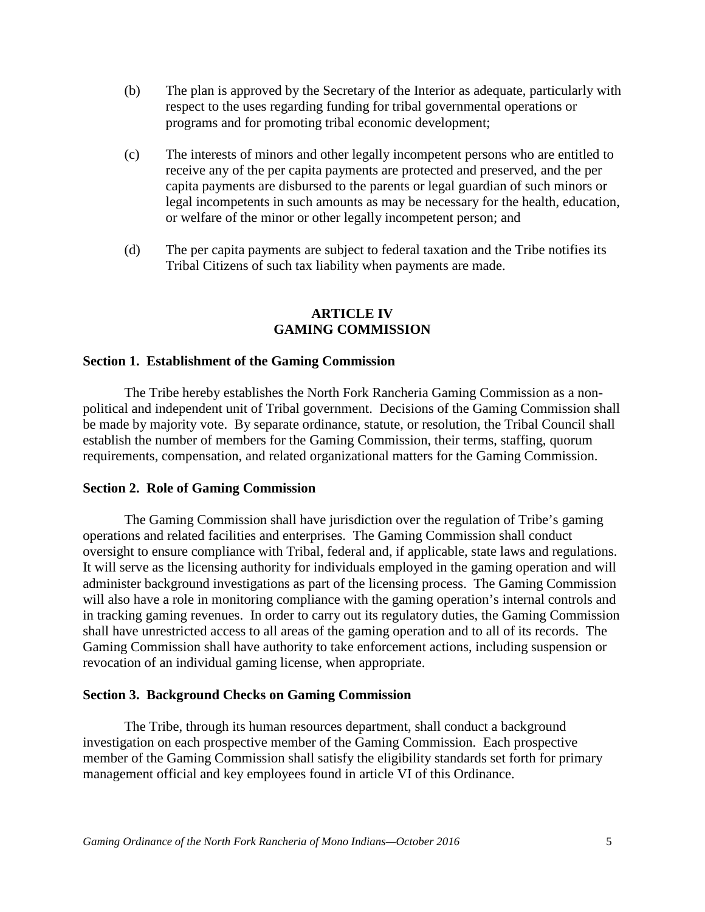(b) The plan is approved by the Secretary of the Interior as adequate, particularly with respect to the uses regarding funding for tribal governmental operations or programs and for promoting tribal economic development;

(c) The interests of minors and other legally incompetent persons who are entitled to receive any of the per capita payments are protected and preserved, and the per capita payments are disbursed to the parents or legal guardian of such minors or legal incompetents in such amounts as may be necessary for the health, education, or welfare of the minor or other legally incompetent person; and

(d) The per capita payments are subject to federal taxation and the Tribe notifies its Tribal Citizens of such tax liability when payments are made.

## ARTICLE IV
## GAMING COMMISSION

### Section 1. Establishment of the Gaming Commission

The Tribe hereby establishes the North Fork Rancheria Gaming Commission as a non-political and independent unit of Tribal government. Decisions of the Gaming Commission shall be made by majority vote. By separate ordinance, statute, or resolution, the Tribal Council shall establish the number of members for the Gaming Commission, their terms, staffing, quorum requirements, compensation, and related organizational matters for the Gaming Commission.

### Section 2. Role of Gaming Commission

The Gaming Commission shall have jurisdiction over the regulation of Tribe's gaming operations and related facilities and enterprises. The Gaming Commission shall conduct oversight to ensure compliance with Tribal, federal and, if applicable, state laws and regulations. It will serve as the licensing authority for individuals employed in the gaming operation and will administer background investigations as part of the licensing process. The Gaming Commission will also have a role in monitoring compliance with the gaming operation's internal controls and in tracking gaming revenues. In order to carry out its regulatory duties, the Gaming Commission shall have unrestricted access to all areas of the gaming operation and to all of its records. The Gaming Commission shall have authority to take enforcement actions, including suspension or revocation of an individual gaming license, when appropriate.

### Section 3. Background Checks on Gaming Commission

The Tribe, through its human resources department, shall conduct a background investigation on each prospective member of the Gaming Commission. Each prospective member of the Gaming Commission shall satisfy the eligibility standards set forth for primary management official and key employees found in article VI of this Ordinance.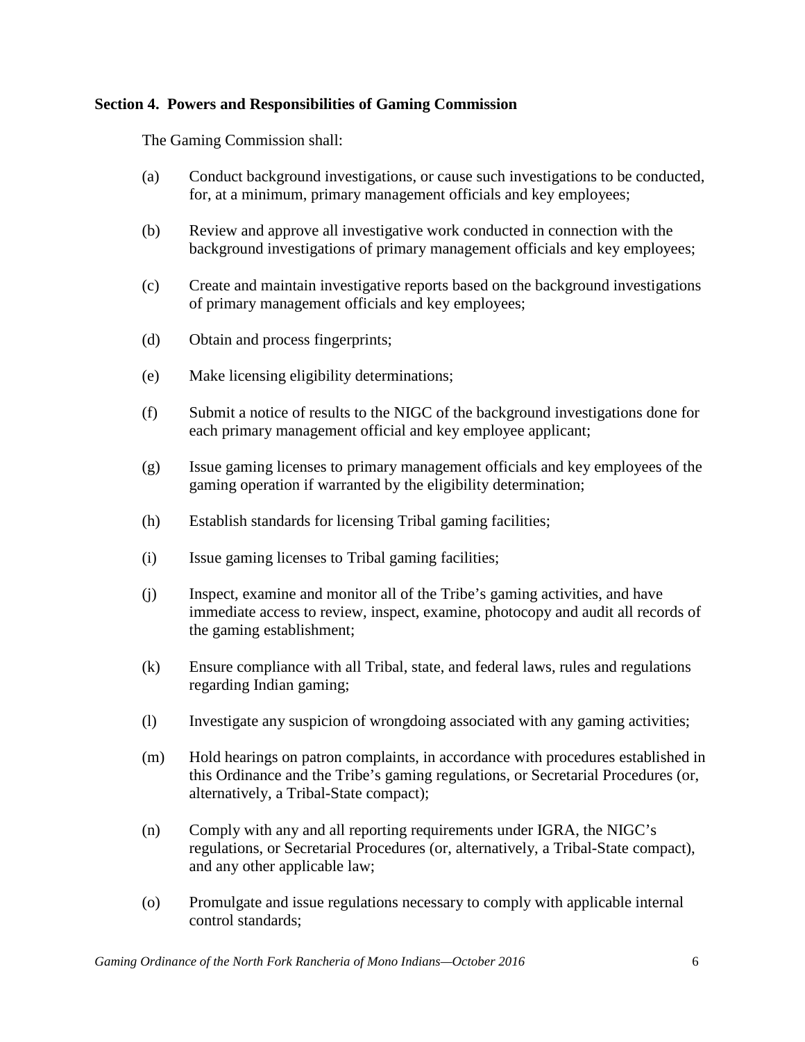**Section 4. Powers and Responsibilities of Gaming Commission**

The Gaming Commission shall:

(a) Conduct background investigations, or cause such investigations to be conducted, for, at a minimum, primary management officials and key employees;

(b) Review and approve all investigative work conducted in connection with the background investigations of primary management officials and key employees;

(c) Create and maintain investigative reports based on the background investigations of primary management officials and key employees;

(d) Obtain and process fingerprints;

(e) Make licensing eligibility determinations;

(f) Submit a notice of results to the NIGC of the background investigations done for each primary management official and key employee applicant;

(g) Issue gaming licenses to primary management officials and key employees of the gaming operation if warranted by the eligibility determination;

(h) Establish standards for licensing Tribal gaming facilities;

(i) Issue gaming licenses to Tribal gaming facilities;

(j) Inspect, examine and monitor all of the Tribe's gaming activities, and have immediate access to review, inspect, examine, photocopy and audit all records of the gaming establishment;

(k) Ensure compliance with all Tribal, state, and federal laws, rules and regulations regarding Indian gaming;

(l) Investigate any suspicion of wrongdoing associated with any gaming activities;

(m) Hold hearings on patron complaints, in accordance with procedures established in this Ordinance and the Tribe's gaming regulations, or Secretarial Procedures (or, alternatively, a Tribal-State compact);

(n) Comply with any and all reporting requirements under IGRA, the NIGC's regulations, or Secretarial Procedures (or, alternatively, a Tribal-State compact), and any other applicable law;

(o) Promulgate and issue regulations necessary to comply with applicable internal control standards;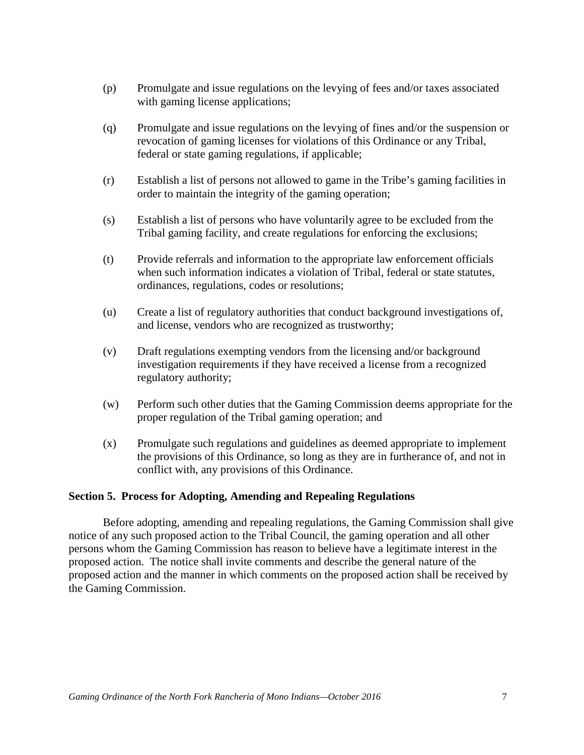(p) Promulgate and issue regulations on the levying of fees and/or taxes associated with gaming license applications;

(q) Promulgate and issue regulations on the levying of fines and/or the suspension or revocation of gaming licenses for violations of this Ordinance or any Tribal, federal or state gaming regulations, if applicable;

(r) Establish a list of persons not allowed to game in the Tribe's gaming facilities in order to maintain the integrity of the gaming operation;

(s) Establish a list of persons who have voluntarily agree to be excluded from the Tribal gaming facility, and create regulations for enforcing the exclusions;

(t) Provide referrals and information to the appropriate law enforcement officials when such information indicates a violation of Tribal, federal or state statutes, ordinances, regulations, codes or resolutions;

(u) Create a list of regulatory authorities that conduct background investigations of, and license, vendors who are recognized as trustworthy;

(v) Draft regulations exempting vendors from the licensing and/or background investigation requirements if they have received a license from a recognized regulatory authority;

(w) Perform such other duties that the Gaming Commission deems appropriate for the proper regulation of the Tribal gaming operation; and

(x) Promulgate such regulations and guidelines as deemed appropriate to implement the provisions of this Ordinance, so long as they are in furtherance of, and not in conflict with, any provisions of this Ordinance.

## Section 5. Process for Adopting, Amending and Repealing Regulations

Before adopting, amending and repealing regulations, the Gaming Commission shall give notice of any such proposed action to the Tribal Council, the gaming operation and all other persons whom the Gaming Commission has reason to believe have a legitimate interest in the proposed action. The notice shall invite comments and describe the general nature of the proposed action and the manner in which comments on the proposed action shall be received by the Gaming Commission.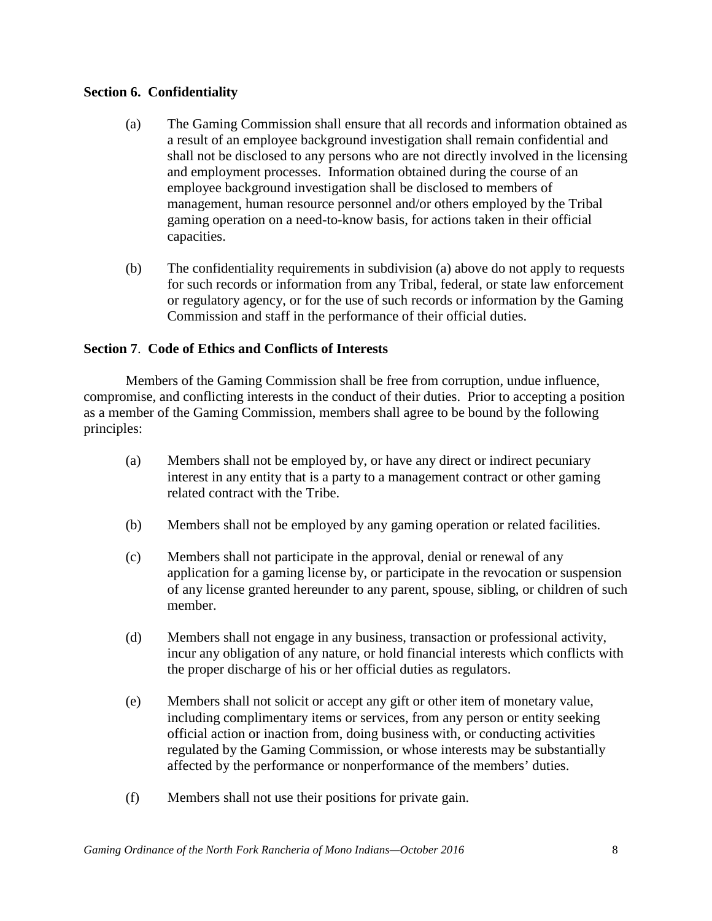**Section 6. Confidentiality**

(a) The Gaming Commission shall ensure that all records and information obtained as a result of an employee background investigation shall remain confidential and shall not be disclosed to any persons who are not directly involved in the licensing and employment processes. Information obtained during the course of an employee background investigation shall be disclosed to members of management, human resource personnel and/or others employed by the Tribal gaming operation on a need-to-know basis, for actions taken in their official capacities.

(b) The confidentiality requirements in subdivision (a) above do not apply to requests for such records or information from any Tribal, federal, or state law enforcement or regulatory agency, or for the use of such records or information by the Gaming Commission and staff in the performance of their official duties.

**Section 7**. **Code of Ethics and Conflicts of Interests**

Members of the Gaming Commission shall be free from corruption, undue influence, compromise, and conflicting interests in the conduct of their duties. Prior to accepting a position as a member of the Gaming Commission, members shall agree to be bound by the following principles:

(a) Members shall not be employed by, or have any direct or indirect pecuniary interest in any entity that is a party to a management contract or other gaming related contract with the Tribe.

(b) Members shall not be employed by any gaming operation or related facilities.

(c) Members shall not participate in the approval, denial or renewal of any application for a gaming license by, or participate in the revocation or suspension of any license granted hereunder to any parent, spouse, sibling, or children of such member.

(d) Members shall not engage in any business, transaction or professional activity, incur any obligation of any nature, or hold financial interests which conflicts with the proper discharge of his or her official duties as regulators.

(e) Members shall not solicit or accept any gift or other item of monetary value, including complimentary items or services, from any person or entity seeking official action or inaction from, doing business with, or conducting activities regulated by the Gaming Commission, or whose interests may be substantially affected by the performance or nonperformance of the members' duties.

(f) Members shall not use their positions for private gain.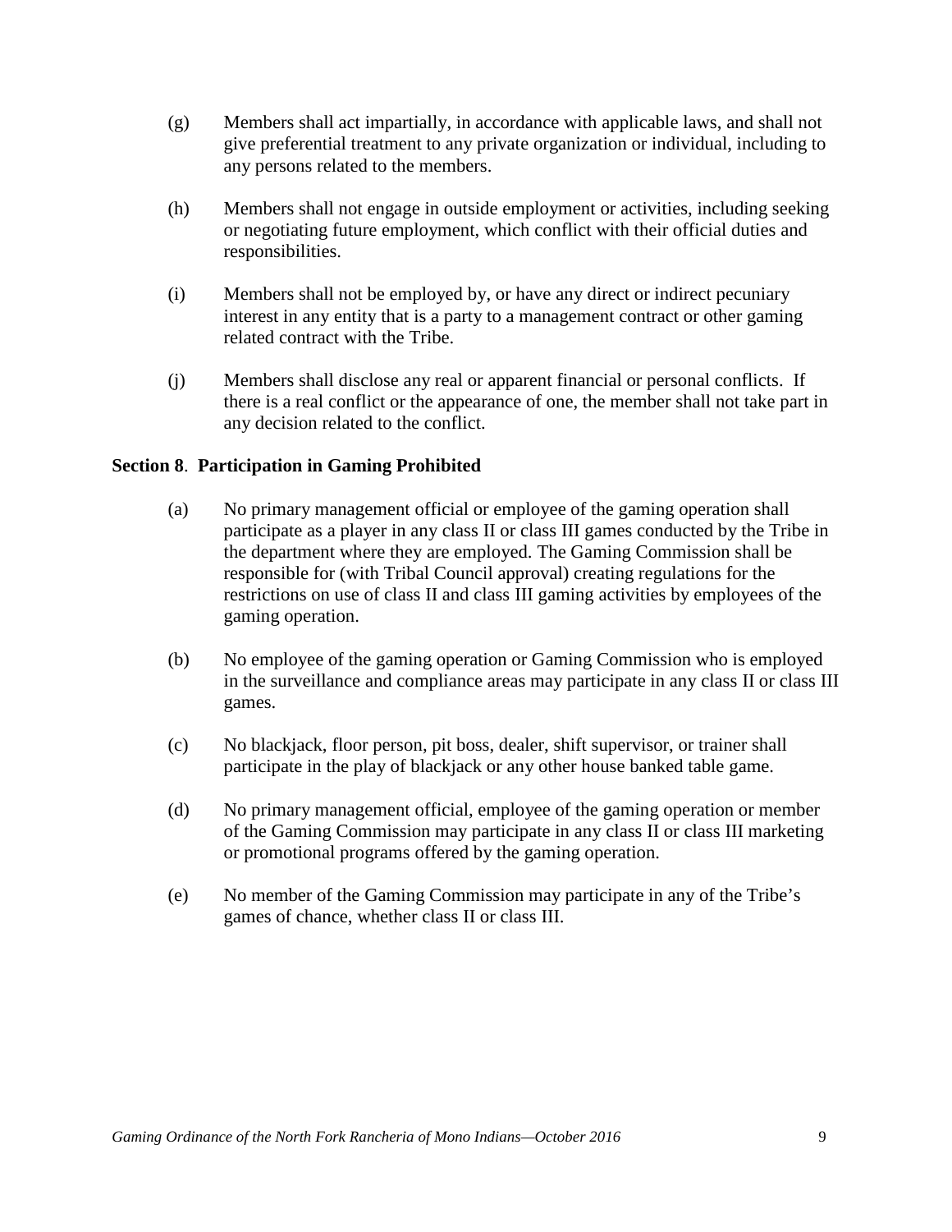(g) Members shall act impartially, in accordance with applicable laws, and shall not give preferential treatment to any private organization or individual, including to any persons related to the members.

(h) Members shall not engage in outside employment or activities, including seeking or negotiating future employment, which conflict with their official duties and responsibilities.

(i) Members shall not be employed by, or have any direct or indirect pecuniary interest in any entity that is a party to a management contract or other gaming related contract with the Tribe.

(j) Members shall disclose any real or apparent financial or personal conflicts. If there is a real conflict or the appearance of one, the member shall not take part in any decision related to the conflict.

**Section 8. Participation in Gaming Prohibited**

(a) No primary management official or employee of the gaming operation shall participate as a player in any class II or class III games conducted by the Tribe in the department where they are employed. The Gaming Commission shall be responsible for (with Tribal Council approval) creating regulations for the restrictions on use of class II and class III gaming activities by employees of the gaming operation.

(b) No employee of the gaming operation or Gaming Commission who is employed in the surveillance and compliance areas may participate in any class II or class III games.

(c) No blackjack, floor person, pit boss, dealer, shift supervisor, or trainer shall participate in the play of blackjack or any other house banked table game.

(d) No primary management official, employee of the gaming operation or member of the Gaming Commission may participate in any class II or class III marketing or promotional programs offered by the gaming operation.

(e) No member of the Gaming Commission may participate in any of the Tribe's games of chance, whether class II or class III.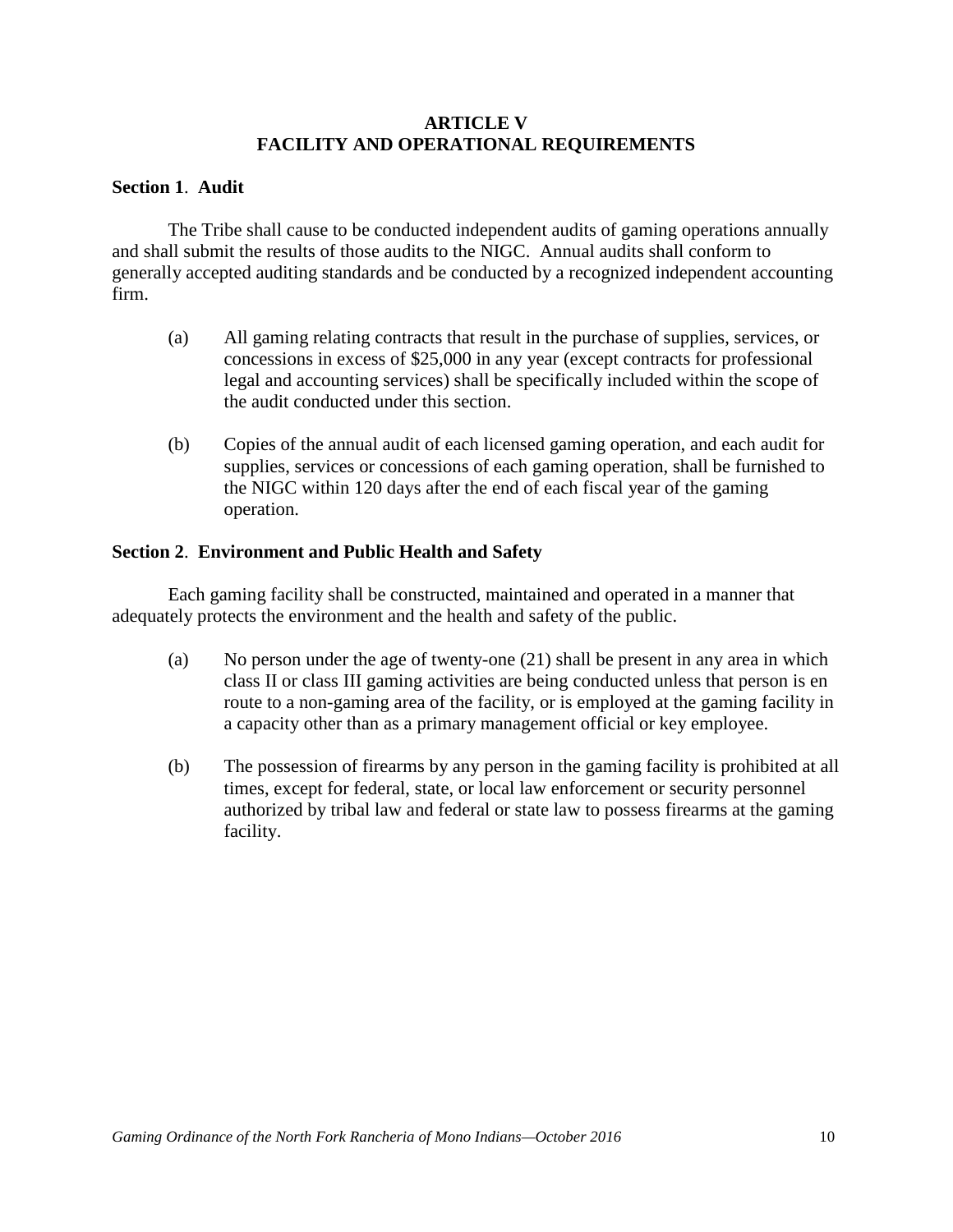## ARTICLE V
## FACILITY AND OPERATIONAL REQUIREMENTS

**Section 1**. **Audit**

The Tribe shall cause to be conducted independent audits of gaming operations annually and shall submit the results of those audits to the NIGC. Annual audits shall conform to generally accepted auditing standards and be conducted by a recognized independent accounting firm.

(a) All gaming relating contracts that result in the purchase of supplies, services, or concessions in excess of $25,000 in any year (except contracts for professional legal and accounting services) shall be specifically included within the scope of the audit conducted under this section.

(b) Copies of the annual audit of each licensed gaming operation, and each audit for supplies, services or concessions of each gaming operation, shall be furnished to the NIGC within 120 days after the end of each fiscal year of the gaming operation.

**Section 2**. **Environment and Public Health and Safety**

Each gaming facility shall be constructed, maintained and operated in a manner that adequately protects the environment and the health and safety of the public.

(a) No person under the age of twenty-one (21) shall be present in any area in which class II or class III gaming activities are being conducted unless that person is en route to a non-gaming area of the facility, or is employed at the gaming facility in a capacity other than as a primary management official or key employee.

(b) The possession of firearms by any person in the gaming facility is prohibited at all times, except for federal, state, or local law enforcement or security personnel authorized by tribal law and federal or state law to possess firearms at the gaming facility.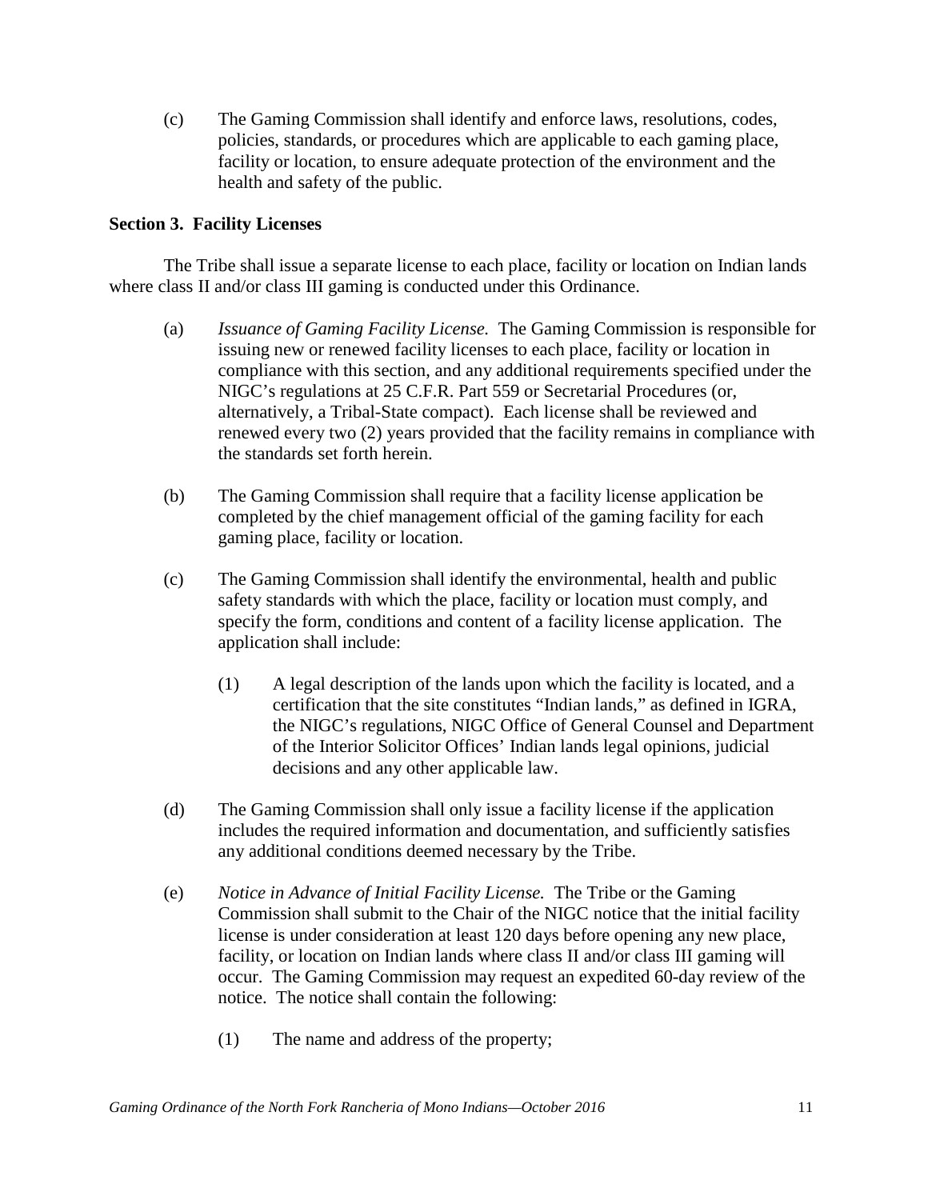(c) The Gaming Commission shall identify and enforce laws, resolutions, codes, policies, standards, or procedures which are applicable to each gaming place, facility or location, to ensure adequate protection of the environment and the health and safety of the public.

**Section 3. Facility Licenses**

The Tribe shall issue a separate license to each place, facility or location on Indian lands where class II and/or class III gaming is conducted under this Ordinance.

(a) *Issuance of Gaming Facility License.* The Gaming Commission is responsible for issuing new or renewed facility licenses to each place, facility or location in compliance with this section, and any additional requirements specified under the NIGC's regulations at 25 C.F.R. Part 559 or Secretarial Procedures (or, alternatively, a Tribal-State compact). Each license shall be reviewed and renewed every two (2) years provided that the facility remains in compliance with the standards set forth herein.

(b) The Gaming Commission shall require that a facility license application be completed by the chief management official of the gaming facility for each gaming place, facility or location.

(c) The Gaming Commission shall identify the environmental, health and public safety standards with which the place, facility or location must comply, and specify the form, conditions and content of a facility license application. The application shall include:

(1) A legal description of the lands upon which the facility is located, and a certification that the site constitutes "Indian lands," as defined in IGRA, the NIGC's regulations, NIGC Office of General Counsel and Department of the Interior Solicitor Offices' Indian lands legal opinions, judicial decisions and any other applicable law.

(d) The Gaming Commission shall only issue a facility license if the application includes the required information and documentation, and sufficiently satisfies any additional conditions deemed necessary by the Tribe.

(e) *Notice in Advance of Initial Facility License.* The Tribe or the Gaming Commission shall submit to the Chair of the NIGC notice that the initial facility license is under consideration at least 120 days before opening any new place, facility, or location on Indian lands where class II and/or class III gaming will occur. The Gaming Commission may request an expedited 60-day review of the notice. The notice shall contain the following:

(1) The name and address of the property;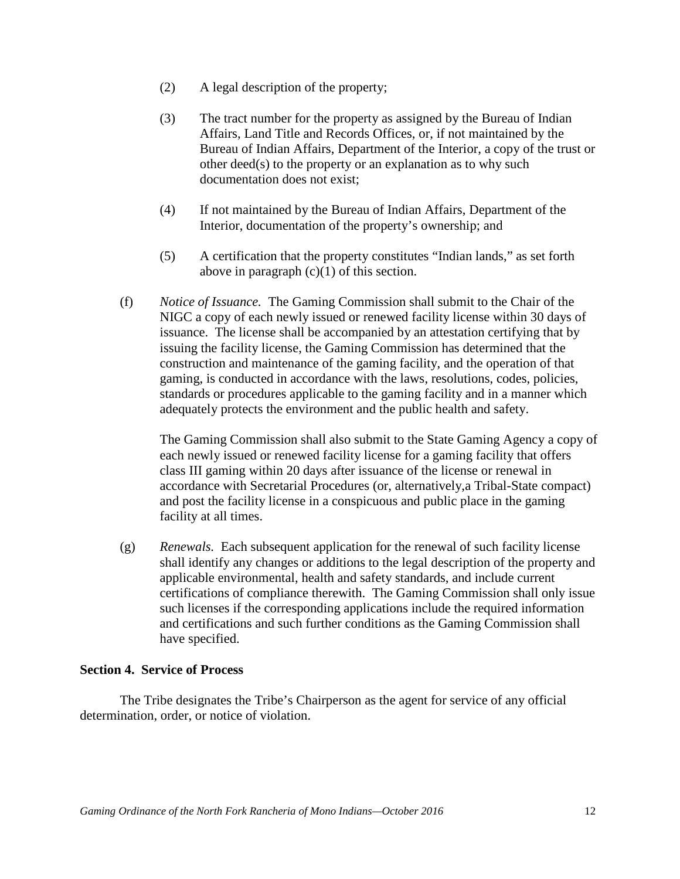(2) A legal description of the property;

(3) The tract number for the property as assigned by the Bureau of Indian Affairs, Land Title and Records Offices, or, if not maintained by the Bureau of Indian Affairs, Department of the Interior, a copy of the trust or other deed(s) to the property or an explanation as to why such documentation does not exist;

(4) If not maintained by the Bureau of Indian Affairs, Department of the Interior, documentation of the property's ownership; and

(5) A certification that the property constitutes "Indian lands," as set forth above in paragraph (c)(1) of this section.

(f) *Notice of Issuance.* The Gaming Commission shall submit to the Chair of the NIGC a copy of each newly issued or renewed facility license within 30 days of issuance. The license shall be accompanied by an attestation certifying that by issuing the facility license, the Gaming Commission has determined that the construction and maintenance of the gaming facility, and the operation of that gaming, is conducted in accordance with the laws, resolutions, codes, policies, standards or procedures applicable to the gaming facility and in a manner which adequately protects the environment and the public health and safety.

The Gaming Commission shall also submit to the State Gaming Agency a copy of each newly issued or renewed facility license for a gaming facility that offers class III gaming within 20 days after issuance of the license or renewal in accordance with Secretarial Procedures (or, alternatively,a Tribal-State compact) and post the facility license in a conspicuous and public place in the gaming facility at all times.

(g) *Renewals.* Each subsequent application for the renewal of such facility license shall identify any changes or additions to the legal description of the property and applicable environmental, health and safety standards, and include current certifications of compliance therewith. The Gaming Commission shall only issue such licenses if the corresponding applications include the required information and certifications and such further conditions as the Gaming Commission shall have specified.

**Section 4. Service of Process**

The Tribe designates the Tribe's Chairperson as the agent for service of any official determination, order, or notice of violation.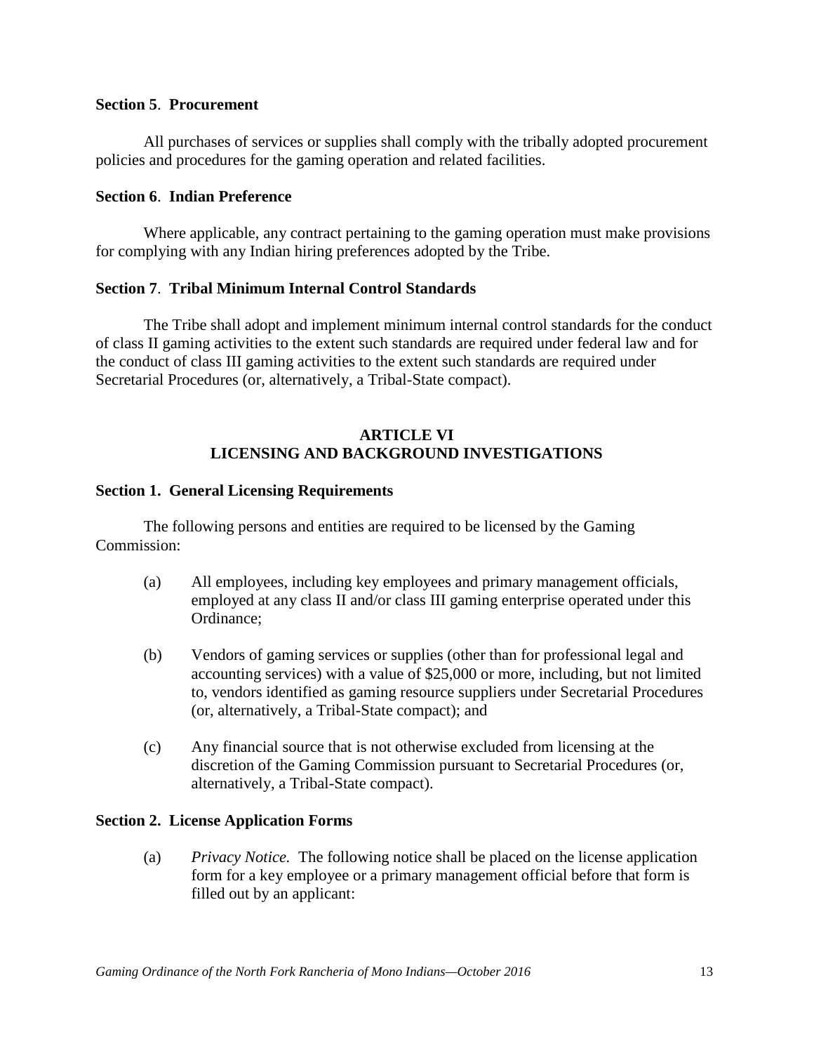**Section 5**. **Procurement**

All purchases of services or supplies shall comply with the tribally adopted procurement policies and procedures for the gaming operation and related facilities.

**Section 6**. **Indian Preference**

Where applicable, any contract pertaining to the gaming operation must make provisions for complying with any Indian hiring preferences adopted by the Tribe.

**Section 7**. **Tribal Minimum Internal Control Standards**

The Tribe shall adopt and implement minimum internal control standards for the conduct of class II gaming activities to the extent such standards are required under federal law and for the conduct of class III gaming activities to the extent such standards are required under Secretarial Procedures (or, alternatively, a Tribal-State compact).

## ARTICLE VI
## LICENSING AND BACKGROUND INVESTIGATIONS

**Section 1. General Licensing Requirements**

The following persons and entities are required to be licensed by the Gaming Commission:

(a) All employees, including key employees and primary management officials, employed at any class II and/or class III gaming enterprise operated under this Ordinance;

(b) Vendors of gaming services or supplies (other than for professional legal and accounting services) with a value of $25,000 or more, including, but not limited to, vendors identified as gaming resource suppliers under Secretarial Procedures (or, alternatively, a Tribal-State compact); and

(c) Any financial source that is not otherwise excluded from licensing at the discretion of the Gaming Commission pursuant to Secretarial Procedures (or, alternatively, a Tribal-State compact).

**Section 2. License Application Forms**

(a) *Privacy Notice.* The following notice shall be placed on the license application form for a key employee or a primary management official before that form is filled out by an applicant: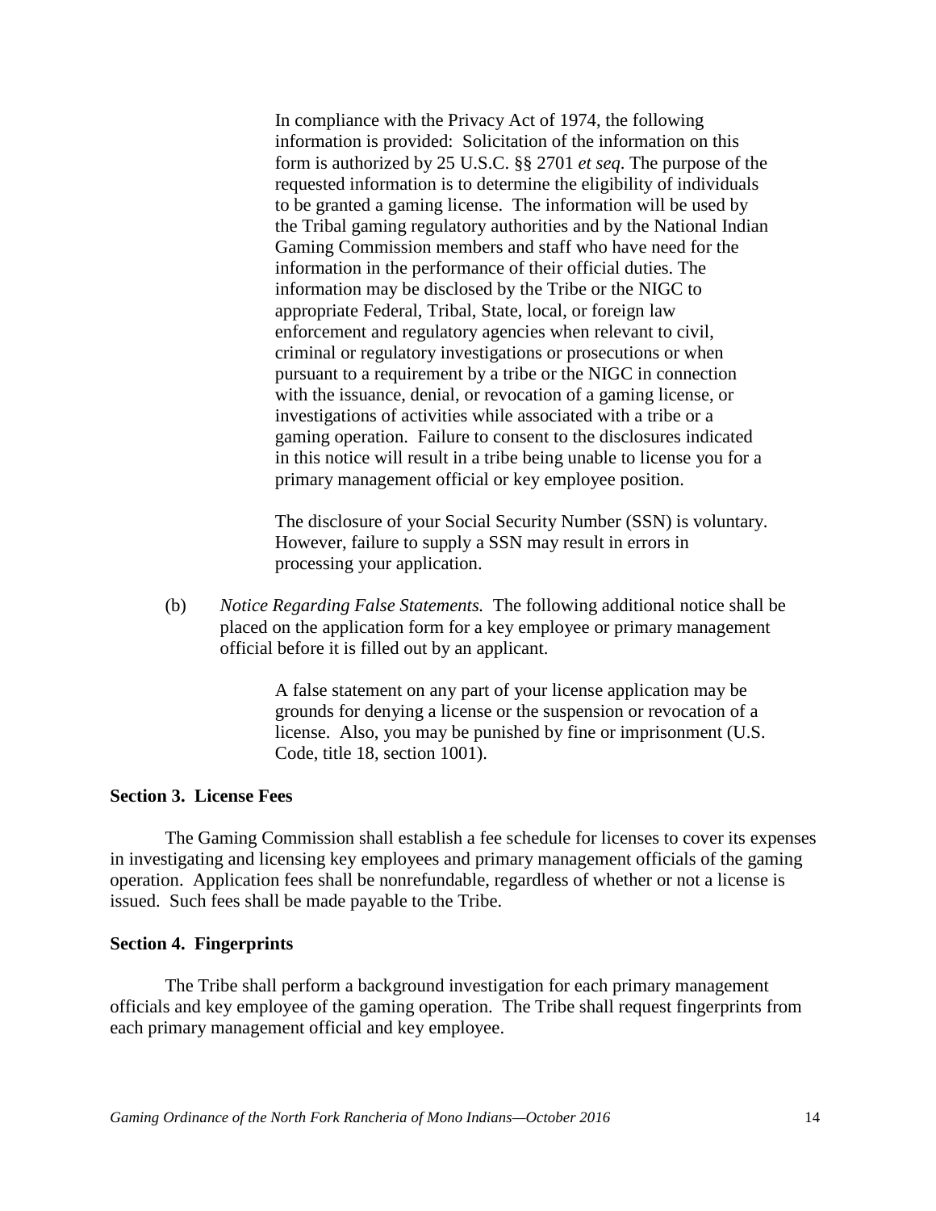> In compliance with the Privacy Act of 1974, the following information is provided: Solicitation of the information on this form is authorized by 25 U.S.C. §§ 2701 *et seq*. The purpose of the requested information is to determine the eligibility of individuals to be granted a gaming license. The information will be used by the Tribal gaming regulatory authorities and by the National Indian Gaming Commission members and staff who have need for the information in the performance of their official duties. The information may be disclosed by the Tribe or the NIGC to appropriate Federal, Tribal, State, local, or foreign law enforcement and regulatory agencies when relevant to civil, criminal or regulatory investigations or prosecutions or when pursuant to a requirement by a tribe or the NIGC in connection with the issuance, denial, or revocation of a gaming license, or investigations of activities while associated with a tribe or a gaming operation. Failure to consent to the disclosures indicated in this notice will result in a tribe being unable to license you for a primary management official or key employee position.
>
> The disclosure of your Social Security Number (SSN) is voluntary. However, failure to supply a SSN may result in errors in processing your application.

(b) *Notice Regarding False Statements.* The following additional notice shall be placed on the application form for a key employee or primary management official before it is filled out by an applicant.

> A false statement on any part of your license application may be grounds for denying a license or the suspension or revocation of a license. Also, you may be punished by fine or imprisonment (U.S. Code, title 18, section 1001).

**Section 3. License Fees**

The Gaming Commission shall establish a fee schedule for licenses to cover its expenses in investigating and licensing key employees and primary management officials of the gaming operation. Application fees shall be nonrefundable, regardless of whether or not a license is issued. Such fees shall be made payable to the Tribe.

**Section 4. Fingerprints**

The Tribe shall perform a background investigation for each primary management officials and key employee of the gaming operation. The Tribe shall request fingerprints from each primary management official and key employee.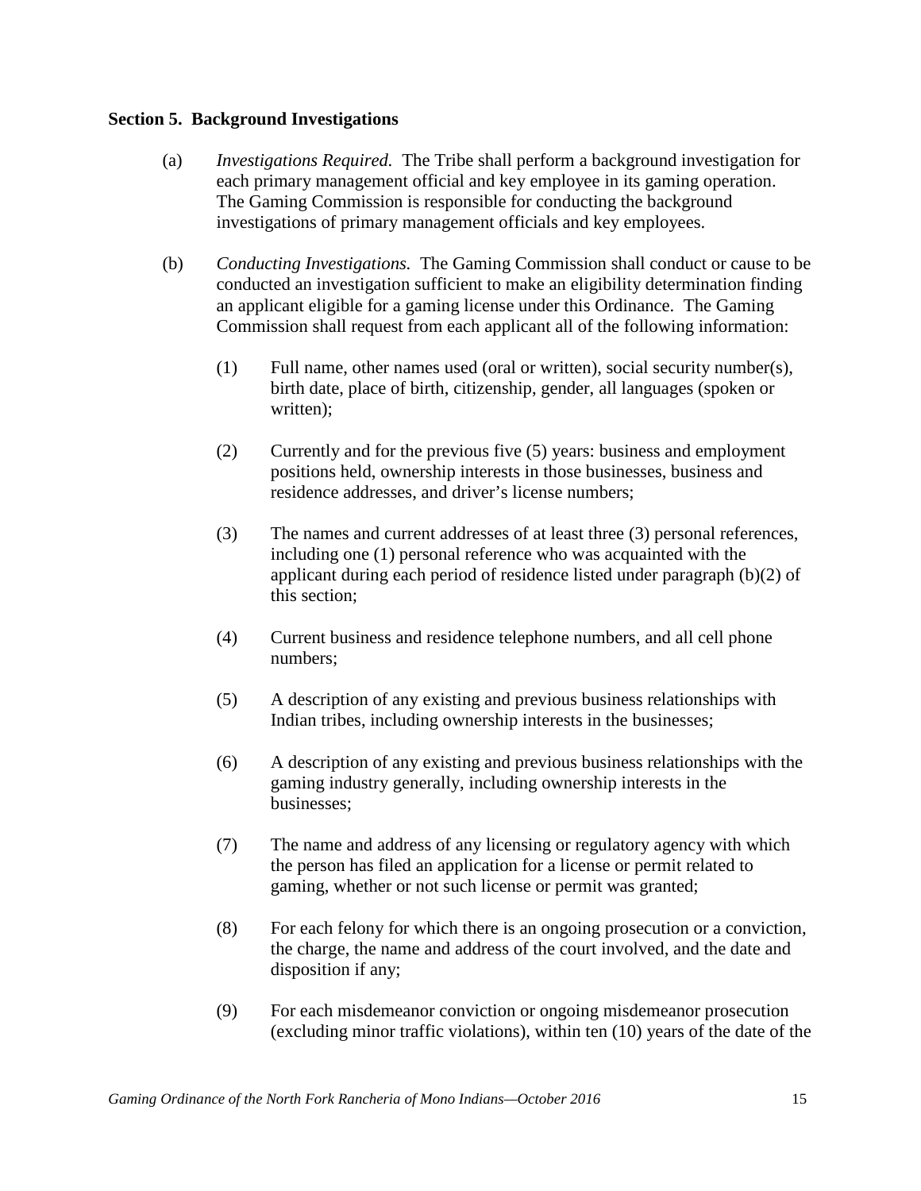**Section 5. Background Investigations**

(a) *Investigations Required.* The Tribe shall perform a background investigation for each primary management official and key employee in its gaming operation. The Gaming Commission is responsible for conducting the background investigations of primary management officials and key employees.

(b) *Conducting Investigations.* The Gaming Commission shall conduct or cause to be conducted an investigation sufficient to make an eligibility determination finding an applicant eligible for a gaming license under this Ordinance. The Gaming Commission shall request from each applicant all of the following information:

(1) Full name, other names used (oral or written), social security number(s), birth date, place of birth, citizenship, gender, all languages (spoken or written);

(2) Currently and for the previous five (5) years: business and employment positions held, ownership interests in those businesses, business and residence addresses, and driver's license numbers;

(3) The names and current addresses of at least three (3) personal references, including one (1) personal reference who was acquainted with the applicant during each period of residence listed under paragraph (b)(2) of this section;

(4) Current business and residence telephone numbers, and all cell phone numbers;

(5) A description of any existing and previous business relationships with Indian tribes, including ownership interests in the businesses;

(6) A description of any existing and previous business relationships with the gaming industry generally, including ownership interests in the businesses;

(7) The name and address of any licensing or regulatory agency with which the person has filed an application for a license or permit related to gaming, whether or not such license or permit was granted;

(8) For each felony for which there is an ongoing prosecution or a conviction, the charge, the name and address of the court involved, and the date and disposition if any;

(9) For each misdemeanor conviction or ongoing misdemeanor prosecution (excluding minor traffic violations), within ten (10) years of the date of the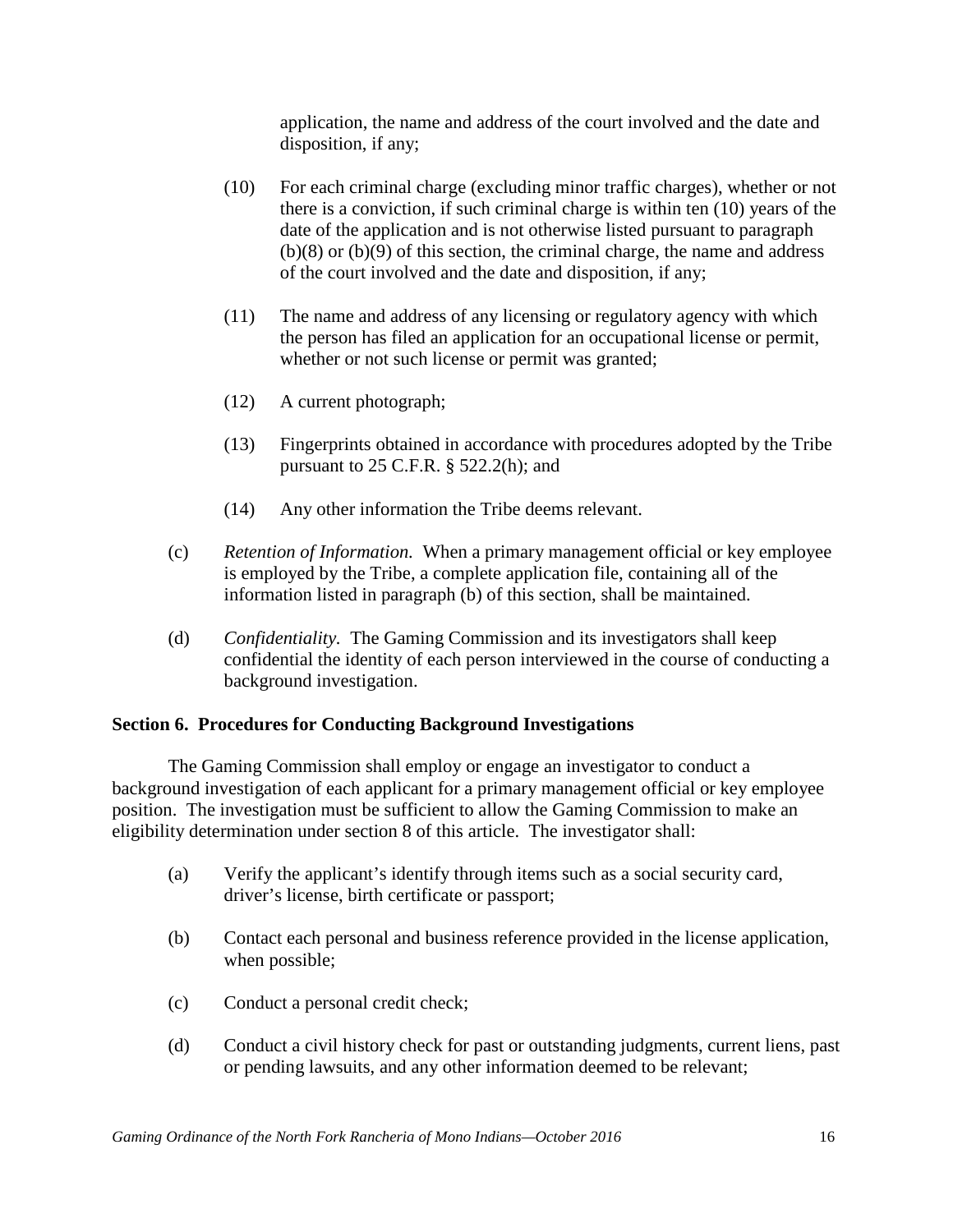application, the name and address of the court involved and the date and disposition, if any;

(10) For each criminal charge (excluding minor traffic charges), whether or not there is a conviction, if such criminal charge is within ten (10) years of the date of the application and is not otherwise listed pursuant to paragraph (b)(8) or (b)(9) of this section, the criminal charge, the name and address of the court involved and the date and disposition, if any;

(11) The name and address of any licensing or regulatory agency with which the person has filed an application for an occupational license or permit, whether or not such license or permit was granted;

(12) A current photograph;

(13) Fingerprints obtained in accordance with procedures adopted by the Tribe pursuant to 25 C.F.R. § 522.2(h); and

(14) Any other information the Tribe deems relevant.

(c) *Retention of Information.* When a primary management official or key employee is employed by the Tribe, a complete application file, containing all of the information listed in paragraph (b) of this section, shall be maintained.

(d) *Confidentiality.* The Gaming Commission and its investigators shall keep confidential the identity of each person interviewed in the course of conducting a background investigation.

**Section 6. Procedures for Conducting Background Investigations**

The Gaming Commission shall employ or engage an investigator to conduct a background investigation of each applicant for a primary management official or key employee position. The investigation must be sufficient to allow the Gaming Commission to make an eligibility determination under section 8 of this article. The investigator shall:

(a) Verify the applicant's identify through items such as a social security card, driver's license, birth certificate or passport;

(b) Contact each personal and business reference provided in the license application, when possible;

(c) Conduct a personal credit check;

(d) Conduct a civil history check for past or outstanding judgments, current liens, past or pending lawsuits, and any other information deemed to be relevant;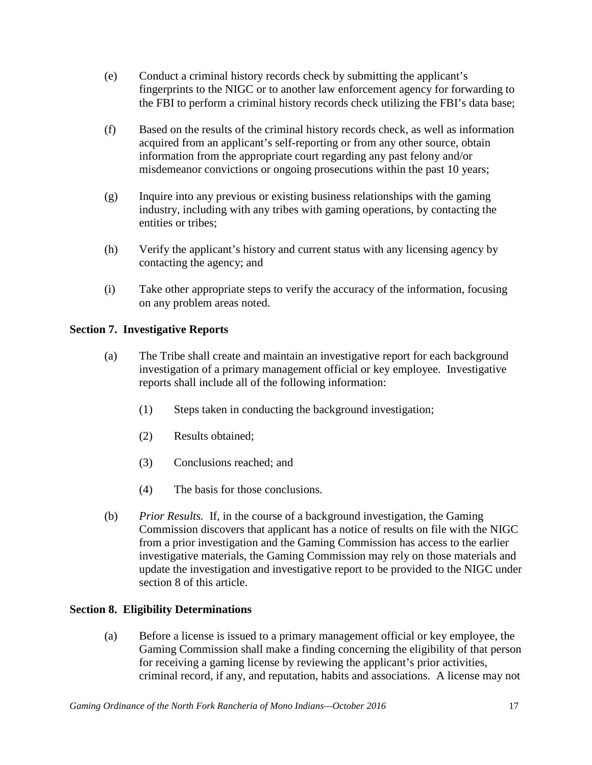(e) Conduct a criminal history records check by submitting the applicant's fingerprints to the NIGC or to another law enforcement agency for forwarding to the FBI to perform a criminal history records check utilizing the FBI's data base;

(f) Based on the results of the criminal history records check, as well as information acquired from an applicant's self-reporting or from any other source, obtain information from the appropriate court regarding any past felony and/or misdemeanor convictions or ongoing prosecutions within the past 10 years;

(g) Inquire into any previous or existing business relationships with the gaming industry, including with any tribes with gaming operations, by contacting the entities or tribes;

(h) Verify the applicant's history and current status with any licensing agency by contacting the agency; and

(i) Take other appropriate steps to verify the accuracy of the information, focusing on any problem areas noted.

**Section 7. Investigative Reports**

(a) The Tribe shall create and maintain an investigative report for each background investigation of a primary management official or key employee. Investigative reports shall include all of the following information:

(1) Steps taken in conducting the background investigation;

(2) Results obtained;

(3) Conclusions reached; and

(4) The basis for those conclusions.

(b) *Prior Results.* If, in the course of a background investigation, the Gaming Commission discovers that applicant has a notice of results on file with the NIGC from a prior investigation and the Gaming Commission has access to the earlier investigative materials, the Gaming Commission may rely on those materials and update the investigation and investigative report to be provided to the NIGC under section 8 of this article.

**Section 8. Eligibility Determinations**

(a) Before a license is issued to a primary management official or key employee, the Gaming Commission shall make a finding concerning the eligibility of that person for receiving a gaming license by reviewing the applicant's prior activities, criminal record, if any, and reputation, habits and associations. A license may not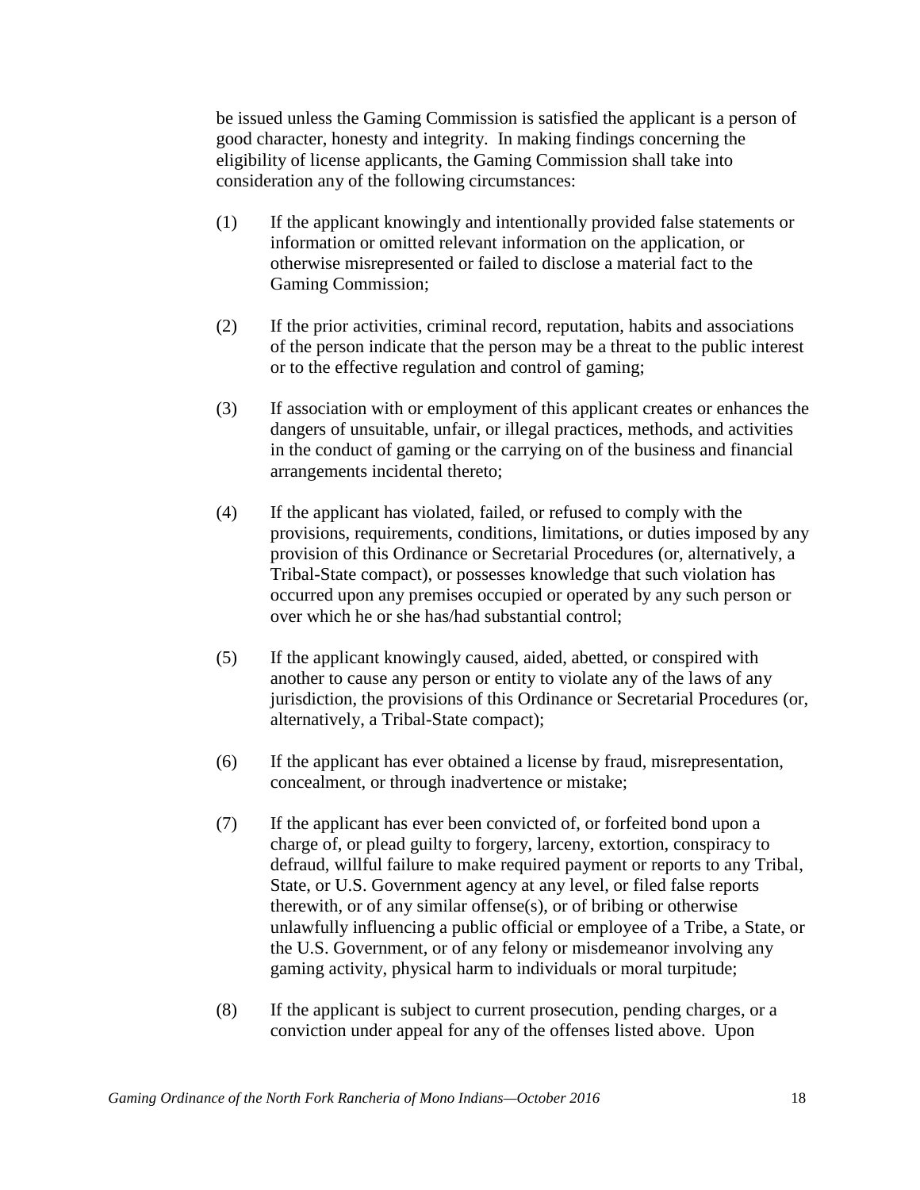be issued unless the Gaming Commission is satisfied the applicant is a person of good character, honesty and integrity. In making findings concerning the eligibility of license applicants, the Gaming Commission shall take into consideration any of the following circumstances:

(1) If the applicant knowingly and intentionally provided false statements or information or omitted relevant information on the application, or otherwise misrepresented or failed to disclose a material fact to the Gaming Commission;

(2) If the prior activities, criminal record, reputation, habits and associations of the person indicate that the person may be a threat to the public interest or to the effective regulation and control of gaming;

(3) If association with or employment of this applicant creates or enhances the dangers of unsuitable, unfair, or illegal practices, methods, and activities in the conduct of gaming or the carrying on of the business and financial arrangements incidental thereto;

(4) If the applicant has violated, failed, or refused to comply with the provisions, requirements, conditions, limitations, or duties imposed by any provision of this Ordinance or Secretarial Procedures (or, alternatively, a Tribal-State compact), or possesses knowledge that such violation has occurred upon any premises occupied or operated by any such person or over which he or she has/had substantial control;

(5) If the applicant knowingly caused, aided, abetted, or conspired with another to cause any person or entity to violate any of the laws of any jurisdiction, the provisions of this Ordinance or Secretarial Procedures (or, alternatively, a Tribal-State compact);

(6) If the applicant has ever obtained a license by fraud, misrepresentation, concealment, or through inadvertence or mistake;

(7) If the applicant has ever been convicted of, or forfeited bond upon a charge of, or plead guilty to forgery, larceny, extortion, conspiracy to defraud, willful failure to make required payment or reports to any Tribal, State, or U.S. Government agency at any level, or filed false reports therewith, or of any similar offense(s), or of bribing or otherwise unlawfully influencing a public official or employee of a Tribe, a State, or the U.S. Government, or of any felony or misdemeanor involving any gaming activity, physical harm to individuals or moral turpitude;

(8) If the applicant is subject to current prosecution, pending charges, or a conviction under appeal for any of the offenses listed above. Upon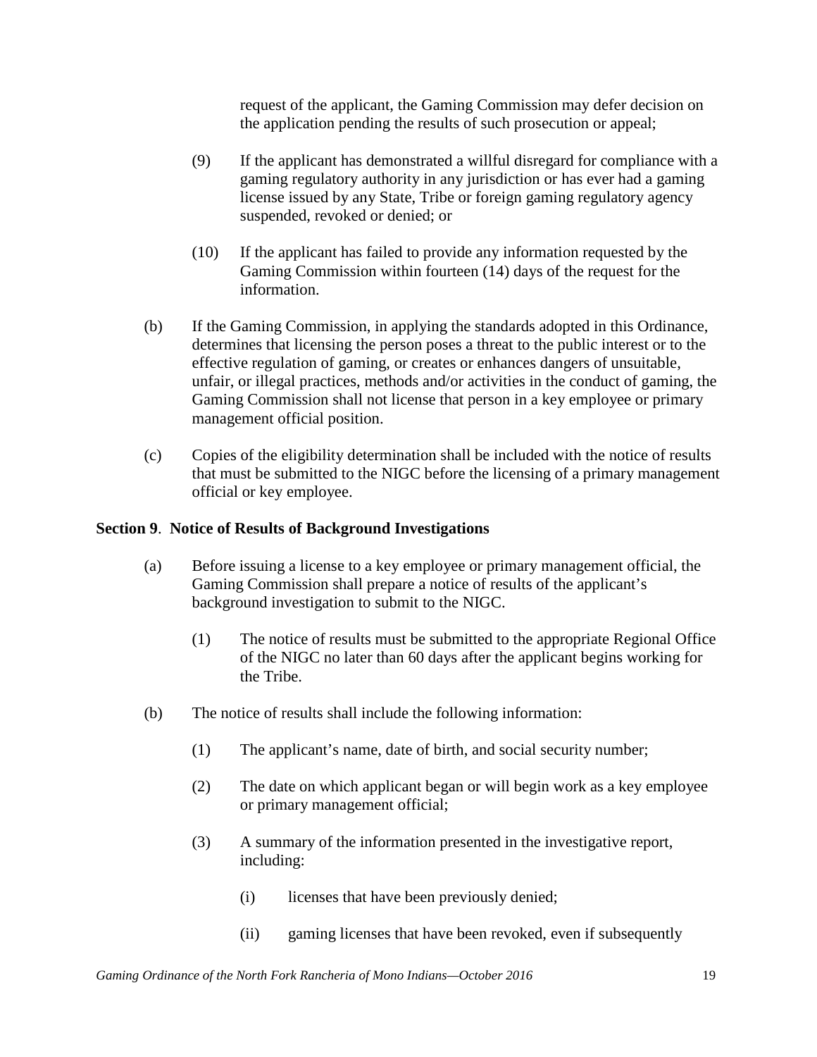request of the applicant, the Gaming Commission may defer decision on the application pending the results of such prosecution or appeal;

(9) If the applicant has demonstrated a willful disregard for compliance with a gaming regulatory authority in any jurisdiction or has ever had a gaming license issued by any State, Tribe or foreign gaming regulatory agency suspended, revoked or denied; or

(10) If the applicant has failed to provide any information requested by the Gaming Commission within fourteen (14) days of the request for the information.

(b) If the Gaming Commission, in applying the standards adopted in this Ordinance, determines that licensing the person poses a threat to the public interest or to the effective regulation of gaming, or creates or enhances dangers of unsuitable, unfair, or illegal practices, methods and/or activities in the conduct of gaming, the Gaming Commission shall not license that person in a key employee or primary management official position.

(c) Copies of the eligibility determination shall be included with the notice of results that must be submitted to the NIGC before the licensing of a primary management official or key employee.

**Section 9. Notice of Results of Background Investigations**

(a) Before issuing a license to a key employee or primary management official, the Gaming Commission shall prepare a notice of results of the applicant's background investigation to submit to the NIGC.

(1) The notice of results must be submitted to the appropriate Regional Office of the NIGC no later than 60 days after the applicant begins working for the Tribe.

(b) The notice of results shall include the following information:

(1) The applicant's name, date of birth, and social security number;

(2) The date on which applicant began or will begin work as a key employee or primary management official;

(3) A summary of the information presented in the investigative report, including:

(i) licenses that have been previously denied;

(ii) gaming licenses that have been revoked, even if subsequently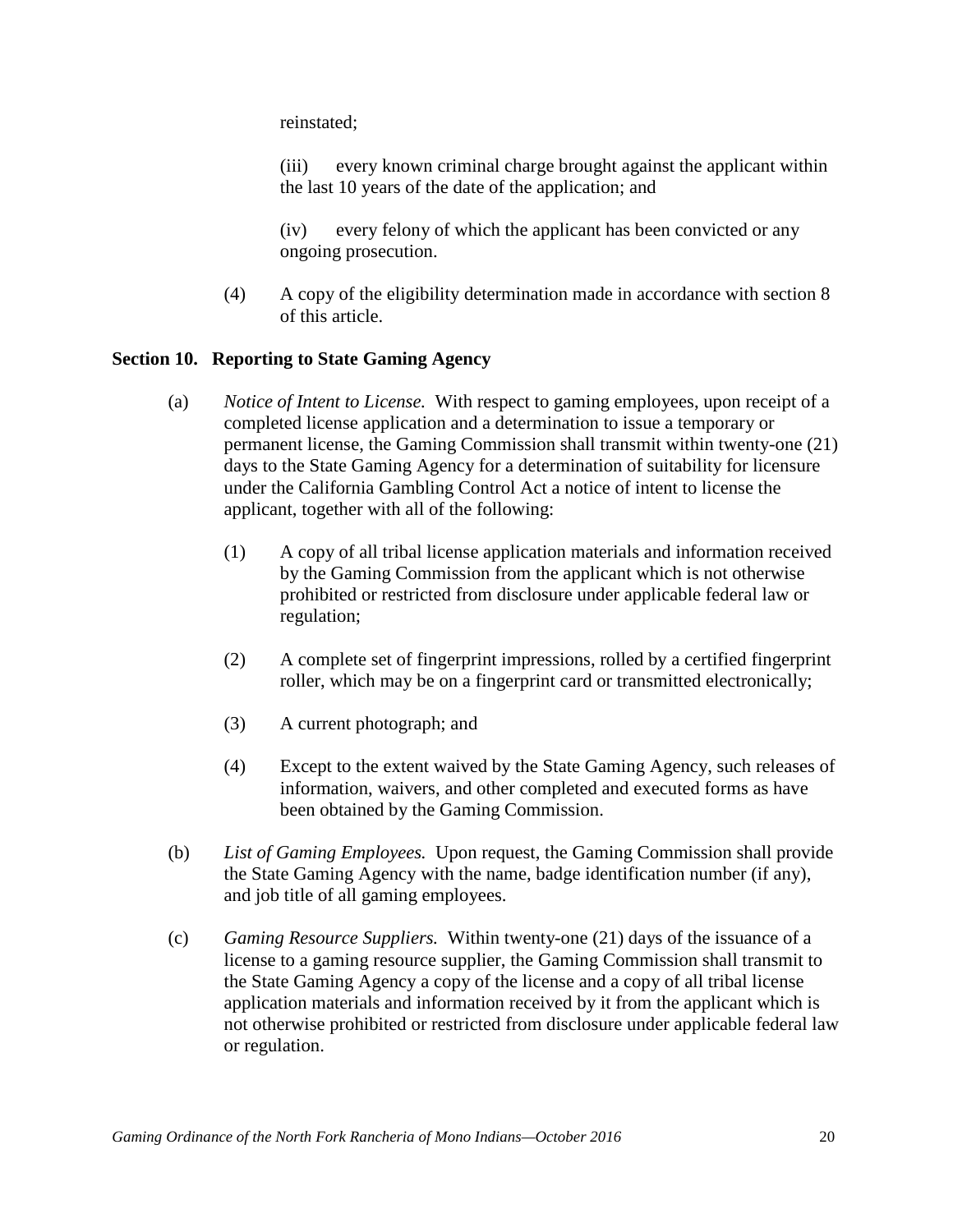reinstated;

(iii) every known criminal charge brought against the applicant within the last 10 years of the date of the application; and

(iv) every felony of which the applicant has been convicted or any ongoing prosecution.

(4) A copy of the eligibility determination made in accordance with section 8 of this article.

**Section 10. Reporting to State Gaming Agency**

(a) *Notice of Intent to License.* With respect to gaming employees, upon receipt of a completed license application and a determination to issue a temporary or permanent license, the Gaming Commission shall transmit within twenty-one (21) days to the State Gaming Agency for a determination of suitability for licensure under the California Gambling Control Act a notice of intent to license the applicant, together with all of the following:

(1) A copy of all tribal license application materials and information received by the Gaming Commission from the applicant which is not otherwise prohibited or restricted from disclosure under applicable federal law or regulation;

(2) A complete set of fingerprint impressions, rolled by a certified fingerprint roller, which may be on a fingerprint card or transmitted electronically;

(3) A current photograph; and

(4) Except to the extent waived by the State Gaming Agency, such releases of information, waivers, and other completed and executed forms as have been obtained by the Gaming Commission.

(b) *List of Gaming Employees.* Upon request, the Gaming Commission shall provide the State Gaming Agency with the name, badge identification number (if any), and job title of all gaming employees.

(c) *Gaming Resource Suppliers.* Within twenty-one (21) days of the issuance of a license to a gaming resource supplier, the Gaming Commission shall transmit to the State Gaming Agency a copy of the license and a copy of all tribal license application materials and information received by it from the applicant which is not otherwise prohibited or restricted from disclosure under applicable federal law or regulation.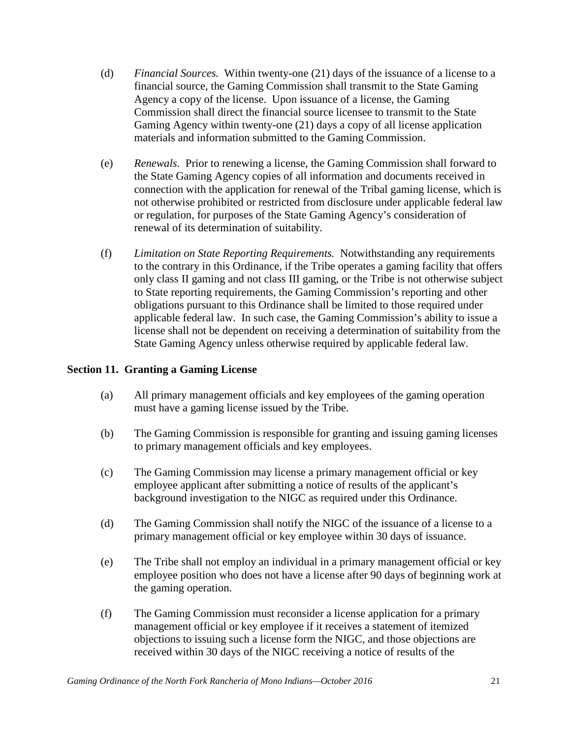(d) *Financial Sources.* Within twenty-one (21) days of the issuance of a license to a financial source, the Gaming Commission shall transmit to the State Gaming Agency a copy of the license. Upon issuance of a license, the Gaming Commission shall direct the financial source licensee to transmit to the State Gaming Agency within twenty-one (21) days a copy of all license application materials and information submitted to the Gaming Commission.

(e) *Renewals.* Prior to renewing a license, the Gaming Commission shall forward to the State Gaming Agency copies of all information and documents received in connection with the application for renewal of the Tribal gaming license, which is not otherwise prohibited or restricted from disclosure under applicable federal law or regulation, for purposes of the State Gaming Agency's consideration of renewal of its determination of suitability.

(f) *Limitation on State Reporting Requirements.* Notwithstanding any requirements to the contrary in this Ordinance, if the Tribe operates a gaming facility that offers only class II gaming and not class III gaming, or the Tribe is not otherwise subject to State reporting requirements, the Gaming Commission's reporting and other obligations pursuant to this Ordinance shall be limited to those required under applicable federal law. In such case, the Gaming Commission's ability to issue a license shall not be dependent on receiving a determination of suitability from the State Gaming Agency unless otherwise required by applicable federal law.

## Section 11. Granting a Gaming License

(a) All primary management officials and key employees of the gaming operation must have a gaming license issued by the Tribe.

(b) The Gaming Commission is responsible for granting and issuing gaming licenses to primary management officials and key employees.

(c) The Gaming Commission may license a primary management official or key employee applicant after submitting a notice of results of the applicant's background investigation to the NIGC as required under this Ordinance.

(d) The Gaming Commission shall notify the NIGC of the issuance of a license to a primary management official or key employee within 30 days of issuance.

(e) The Tribe shall not employ an individual in a primary management official or key employee position who does not have a license after 90 days of beginning work at the gaming operation.

(f) The Gaming Commission must reconsider a license application for a primary management official or key employee if it receives a statement of itemized objections to issuing such a license form the NIGC, and those objections are received within 30 days of the NIGC receiving a notice of results of the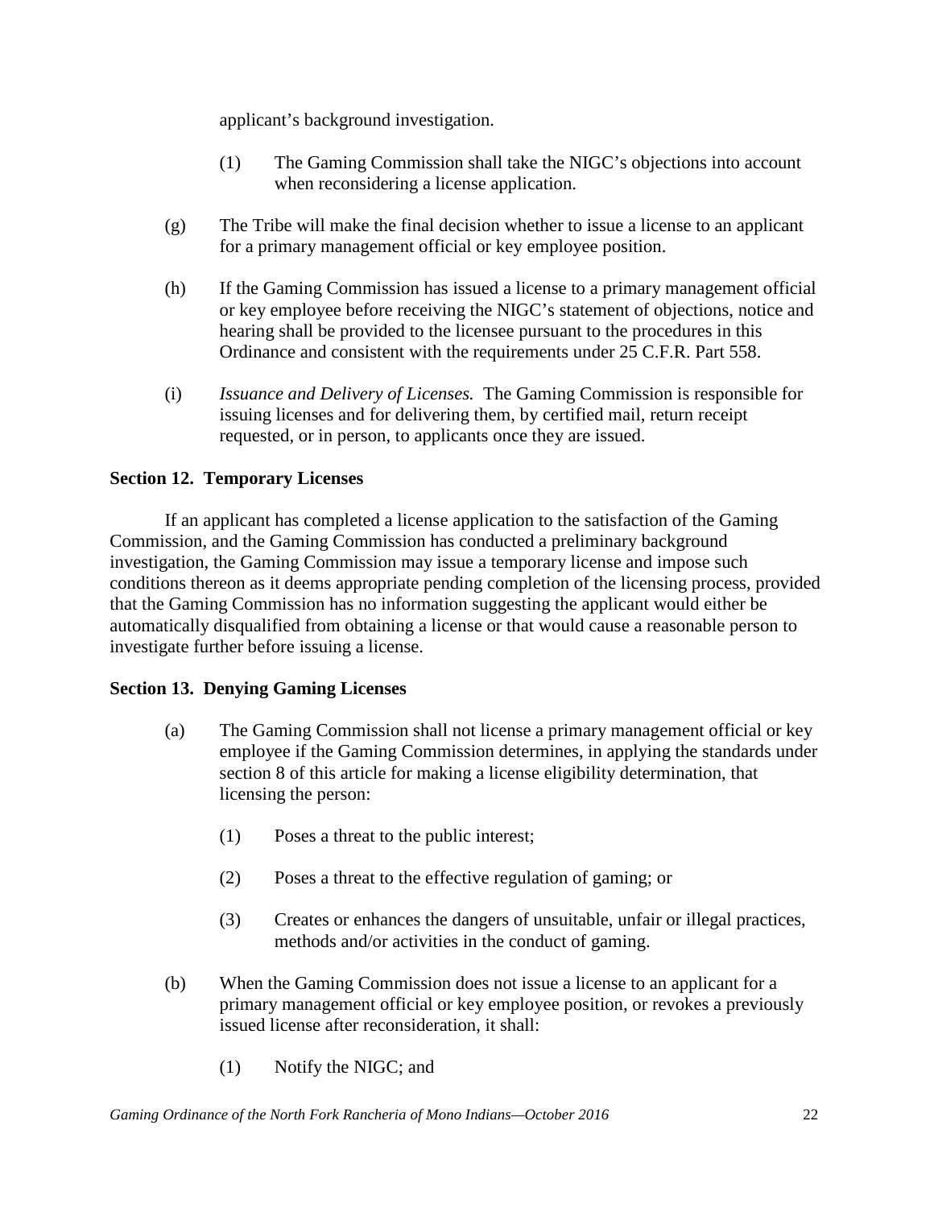applicant's background investigation.

(1) The Gaming Commission shall take the NIGC's objections into account when reconsidering a license application.

(g) The Tribe will make the final decision whether to issue a license to an applicant for a primary management official or key employee position.

(h) If the Gaming Commission has issued a license to a primary management official or key employee before receiving the NIGC's statement of objections, notice and hearing shall be provided to the licensee pursuant to the procedures in this Ordinance and consistent with the requirements under 25 C.F.R. Part 558.

(i) *Issuance and Delivery of Licenses.* The Gaming Commission is responsible for issuing licenses and for delivering them, by certified mail, return receipt requested, or in person, to applicants once they are issued.

**Section 12. Temporary Licenses**

If an applicant has completed a license application to the satisfaction of the Gaming Commission, and the Gaming Commission has conducted a preliminary background investigation, the Gaming Commission may issue a temporary license and impose such conditions thereon as it deems appropriate pending completion of the licensing process, provided that the Gaming Commission has no information suggesting the applicant would either be automatically disqualified from obtaining a license or that would cause a reasonable person to investigate further before issuing a license.

**Section 13. Denying Gaming Licenses**

(a) The Gaming Commission shall not license a primary management official or key employee if the Gaming Commission determines, in applying the standards under section 8 of this article for making a license eligibility determination, that licensing the person:

(1) Poses a threat to the public interest;

(2) Poses a threat to the effective regulation of gaming; or

(3) Creates or enhances the dangers of unsuitable, unfair or illegal practices, methods and/or activities in the conduct of gaming.

(b) When the Gaming Commission does not issue a license to an applicant for a primary management official or key employee position, or revokes a previously issued license after reconsideration, it shall:

(1) Notify the NIGC; and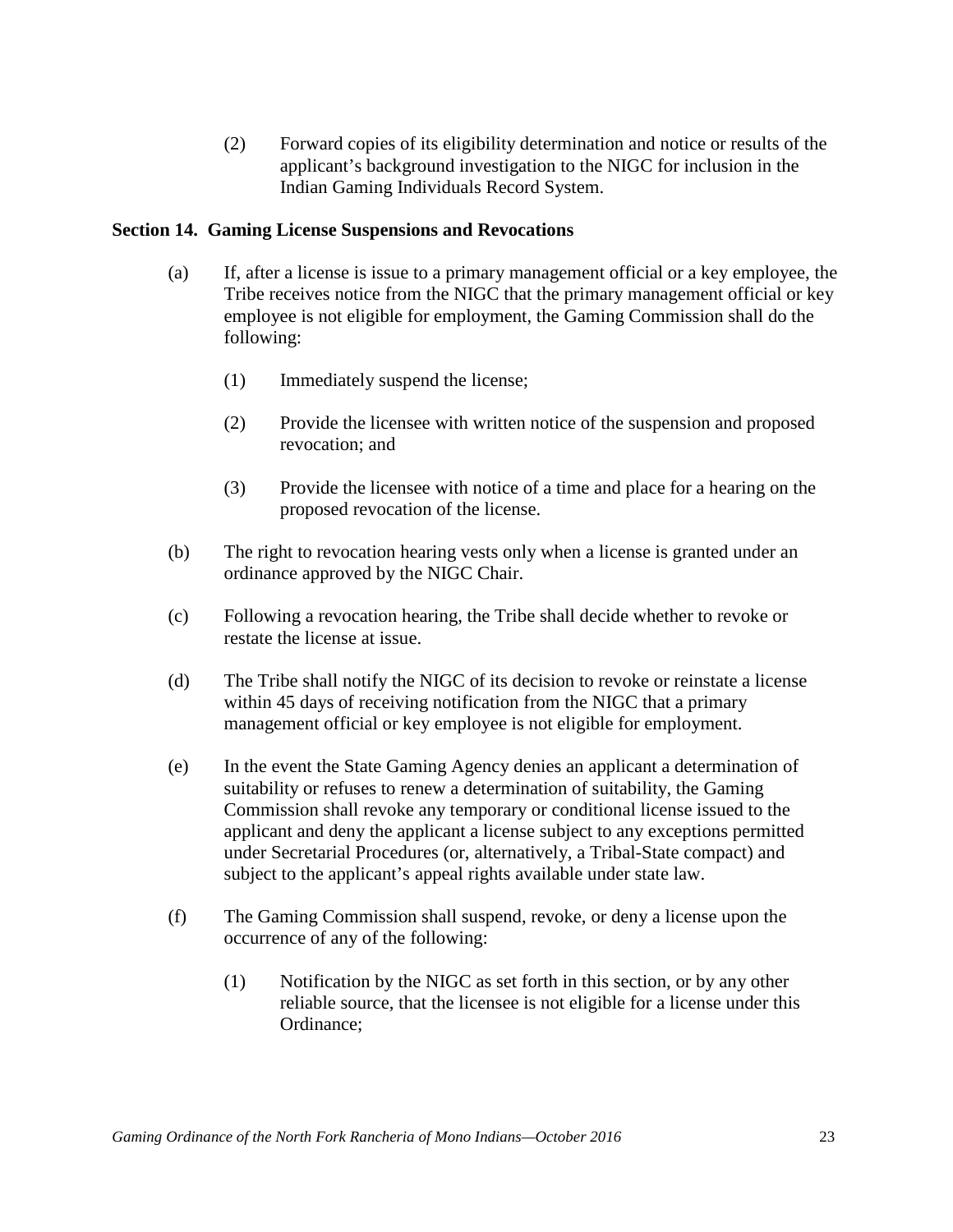(2) Forward copies of its eligibility determination and notice or results of the applicant's background investigation to the NIGC for inclusion in the Indian Gaming Individuals Record System.

**Section 14. Gaming License Suspensions and Revocations**

(a) If, after a license is issue to a primary management official or a key employee, the Tribe receives notice from the NIGC that the primary management official or key employee is not eligible for employment, the Gaming Commission shall do the following:

(1) Immediately suspend the license;

(2) Provide the licensee with written notice of the suspension and proposed revocation; and

(3) Provide the licensee with notice of a time and place for a hearing on the proposed revocation of the license.

(b) The right to revocation hearing vests only when a license is granted under an ordinance approved by the NIGC Chair.

(c) Following a revocation hearing, the Tribe shall decide whether to revoke or restate the license at issue.

(d) The Tribe shall notify the NIGC of its decision to revoke or reinstate a license within 45 days of receiving notification from the NIGC that a primary management official or key employee is not eligible for employment.

(e) In the event the State Gaming Agency denies an applicant a determination of suitability or refuses to renew a determination of suitability, the Gaming Commission shall revoke any temporary or conditional license issued to the applicant and deny the applicant a license subject to any exceptions permitted under Secretarial Procedures (or, alternatively, a Tribal-State compact) and subject to the applicant's appeal rights available under state law.

(f) The Gaming Commission shall suspend, revoke, or deny a license upon the occurrence of any of the following:

(1) Notification by the NIGC as set forth in this section, or by any other reliable source, that the licensee is not eligible for a license under this Ordinance;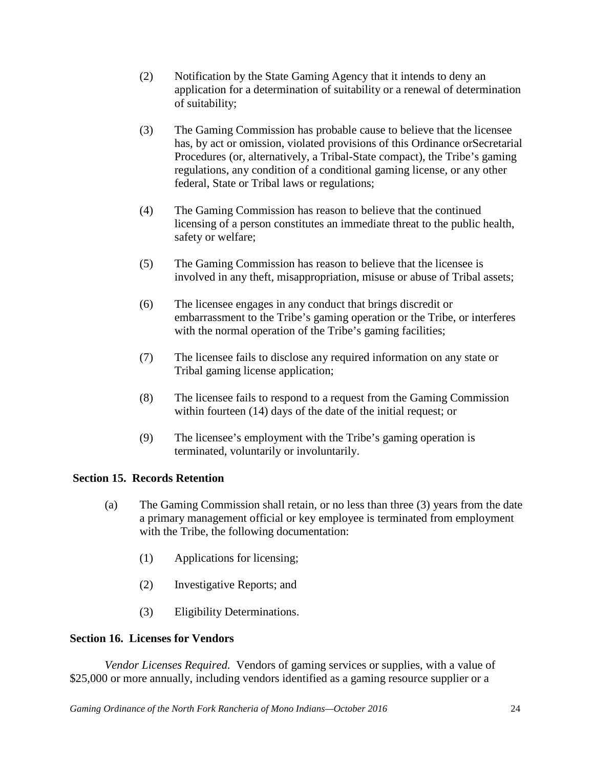(2) Notification by the State Gaming Agency that it intends to deny an application for a determination of suitability or a renewal of determination of suitability;

(3) The Gaming Commission has probable cause to believe that the licensee has, by act or omission, violated provisions of this Ordinance orSecretarial Procedures (or, alternatively, a Tribal-State compact), the Tribe's gaming regulations, any condition of a conditional gaming license, or any other federal, State or Tribal laws or regulations;

(4) The Gaming Commission has reason to believe that the continued licensing of a person constitutes an immediate threat to the public health, safety or welfare;

(5) The Gaming Commission has reason to believe that the licensee is involved in any theft, misappropriation, misuse or abuse of Tribal assets;

(6) The licensee engages in any conduct that brings discredit or embarrassment to the Tribe's gaming operation or the Tribe, or interferes with the normal operation of the Tribe's gaming facilities;

(7) The licensee fails to disclose any required information on any state or Tribal gaming license application;

(8) The licensee fails to respond to a request from the Gaming Commission within fourteen (14) days of the date of the initial request; or

(9) The licensee's employment with the Tribe's gaming operation is terminated, voluntarily or involuntarily.

**Section 15. Records Retention**

(a) The Gaming Commission shall retain, or no less than three (3) years from the date a primary management official or key employee is terminated from employment with the Tribe, the following documentation:

(1) Applications for licensing;

(2) Investigative Reports; and

(3) Eligibility Determinations.

**Section 16. Licenses for Vendors**

*Vendor Licenses Required.* Vendors of gaming services or supplies, with a value of \$25,000 or more annually, including vendors identified as a gaming resource supplier or a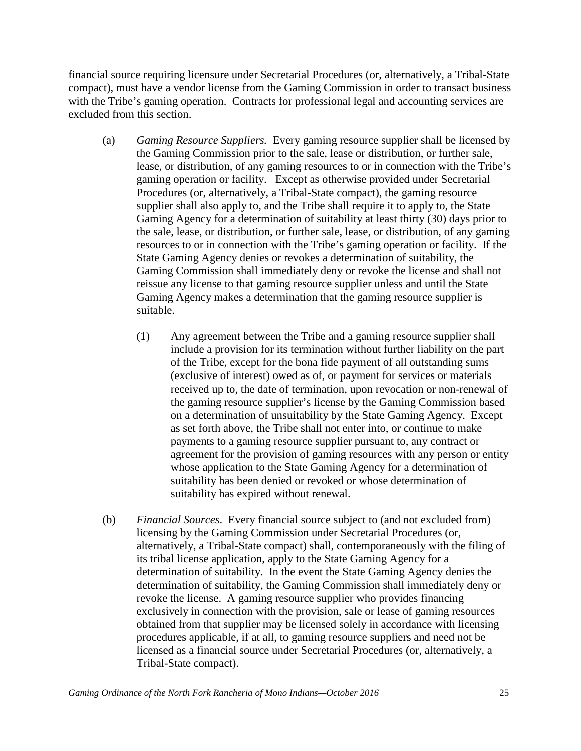financial source requiring licensure under Secretarial Procedures (or, alternatively, a Tribal-State compact), must have a vendor license from the Gaming Commission in order to transact business with the Tribe's gaming operation. Contracts for professional legal and accounting services are excluded from this section.

(a) *Gaming Resource Suppliers.* Every gaming resource supplier shall be licensed by the Gaming Commission prior to the sale, lease or distribution, or further sale, lease, or distribution, of any gaming resources to or in connection with the Tribe's gaming operation or facility. Except as otherwise provided under Secretarial Procedures (or, alternatively, a Tribal-State compact), the gaming resource supplier shall also apply to, and the Tribe shall require it to apply to, the State Gaming Agency for a determination of suitability at least thirty (30) days prior to the sale, lease, or distribution, or further sale, lease, or distribution, of any gaming resources to or in connection with the Tribe's gaming operation or facility. If the State Gaming Agency denies or revokes a determination of suitability, the Gaming Commission shall immediately deny or revoke the license and shall not reissue any license to that gaming resource supplier unless and until the State Gaming Agency makes a determination that the gaming resource supplier is suitable.

(1) Any agreement between the Tribe and a gaming resource supplier shall include a provision for its termination without further liability on the part of the Tribe, except for the bona fide payment of all outstanding sums (exclusive of interest) owed as of, or payment for services or materials received up to, the date of termination, upon revocation or non-renewal of the gaming resource supplier's license by the Gaming Commission based on a determination of unsuitability by the State Gaming Agency. Except as set forth above, the Tribe shall not enter into, or continue to make payments to a gaming resource supplier pursuant to, any contract or agreement for the provision of gaming resources with any person or entity whose application to the State Gaming Agency for a determination of suitability has been denied or revoked or whose determination of suitability has expired without renewal.

(b) *Financial Sources.* Every financial source subject to (and not excluded from) licensing by the Gaming Commission under Secretarial Procedures (or, alternatively, a Tribal-State compact) shall, contemporaneously with the filing of its tribal license application, apply to the State Gaming Agency for a determination of suitability. In the event the State Gaming Agency denies the determination of suitability, the Gaming Commission shall immediately deny or revoke the license. A gaming resource supplier who provides financing exclusively in connection with the provision, sale or lease of gaming resources obtained from that supplier may be licensed solely in accordance with licensing procedures applicable, if at all, to gaming resource suppliers and need not be licensed as a financial source under Secretarial Procedures (or, alternatively, a Tribal-State compact).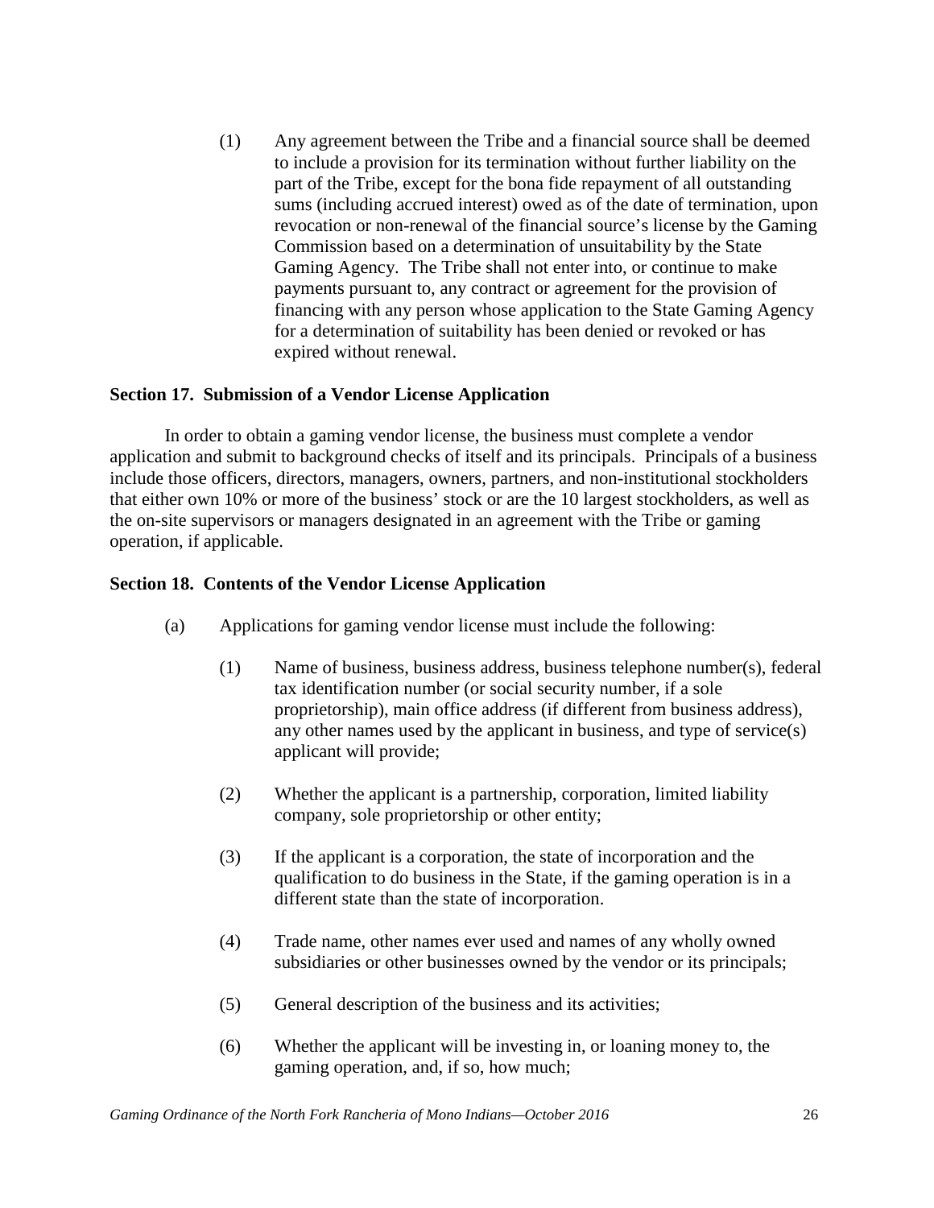(1) Any agreement between the Tribe and a financial source shall be deemed to include a provision for its termination without further liability on the part of the Tribe, except for the bona fide repayment of all outstanding sums (including accrued interest) owed as of the date of termination, upon revocation or non-renewal of the financial source's license by the Gaming Commission based on a determination of unsuitability by the State Gaming Agency. The Tribe shall not enter into, or continue to make payments pursuant to, any contract or agreement for the provision of financing with any person whose application to the State Gaming Agency for a determination of suitability has been denied or revoked or has expired without renewal.

**Section 17. Submission of a Vendor License Application**

In order to obtain a gaming vendor license, the business must complete a vendor application and submit to background checks of itself and its principals. Principals of a business include those officers, directors, managers, owners, partners, and non-institutional stockholders that either own 10% or more of the business' stock or are the 10 largest stockholders, as well as the on-site supervisors or managers designated in an agreement with the Tribe or gaming operation, if applicable.

**Section 18. Contents of the Vendor License Application**

(a) Applications for gaming vendor license must include the following:

(1) Name of business, business address, business telephone number(s), federal tax identification number (or social security number, if a sole proprietorship), main office address (if different from business address), any other names used by the applicant in business, and type of service(s) applicant will provide;

(2) Whether the applicant is a partnership, corporation, limited liability company, sole proprietorship or other entity;

(3) If the applicant is a corporation, the state of incorporation and the qualification to do business in the State, if the gaming operation is in a different state than the state of incorporation.

(4) Trade name, other names ever used and names of any wholly owned subsidiaries or other businesses owned by the vendor or its principals;

(5) General description of the business and its activities;

(6) Whether the applicant will be investing in, or loaning money to, the gaming operation, and, if so, how much;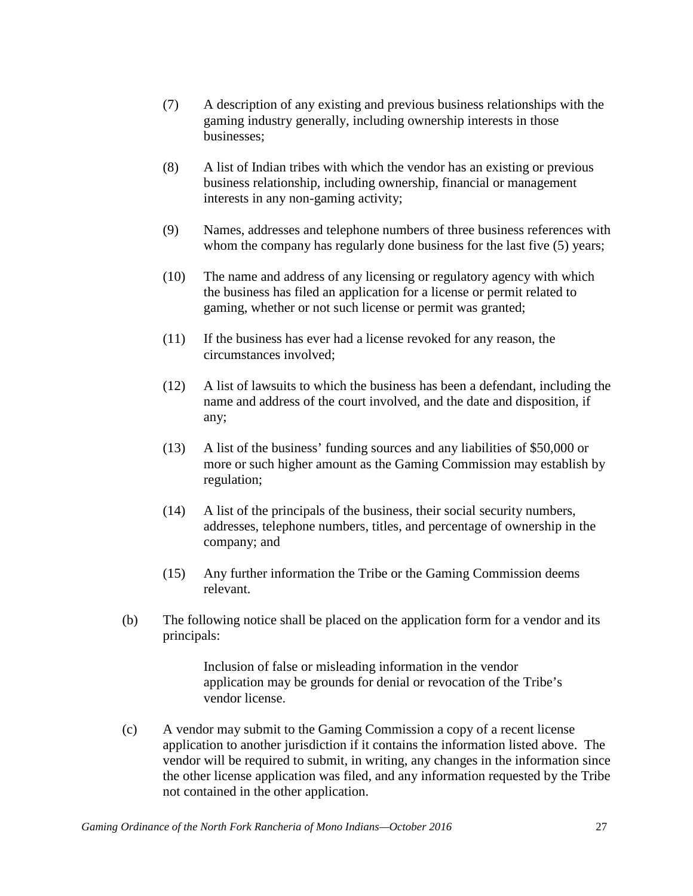(7) A description of any existing and previous business relationships with the gaming industry generally, including ownership interests in those businesses;

(8) A list of Indian tribes with which the vendor has an existing or previous business relationship, including ownership, financial or management interests in any non-gaming activity;

(9) Names, addresses and telephone numbers of three business references with whom the company has regularly done business for the last five (5) years;

(10) The name and address of any licensing or regulatory agency with which the business has filed an application for a license or permit related to gaming, whether or not such license or permit was granted;

(11) If the business has ever had a license revoked for any reason, the circumstances involved;

(12) A list of lawsuits to which the business has been a defendant, including the name and address of the court involved, and the date and disposition, if any;

(13) A list of the business' funding sources and any liabilities of $50,000 or more or such higher amount as the Gaming Commission may establish by regulation;

(14) A list of the principals of the business, their social security numbers, addresses, telephone numbers, titles, and percentage of ownership in the company; and

(15) Any further information the Tribe or the Gaming Commission deems relevant.

(b) The following notice shall be placed on the application form for a vendor and its principals:

> Inclusion of false or misleading information in the vendor application may be grounds for denial or revocation of the Tribe's vendor license.

(c) A vendor may submit to the Gaming Commission a copy of a recent license application to another jurisdiction if it contains the information listed above. The vendor will be required to submit, in writing, any changes in the information since the other license application was filed, and any information requested by the Tribe not contained in the other application.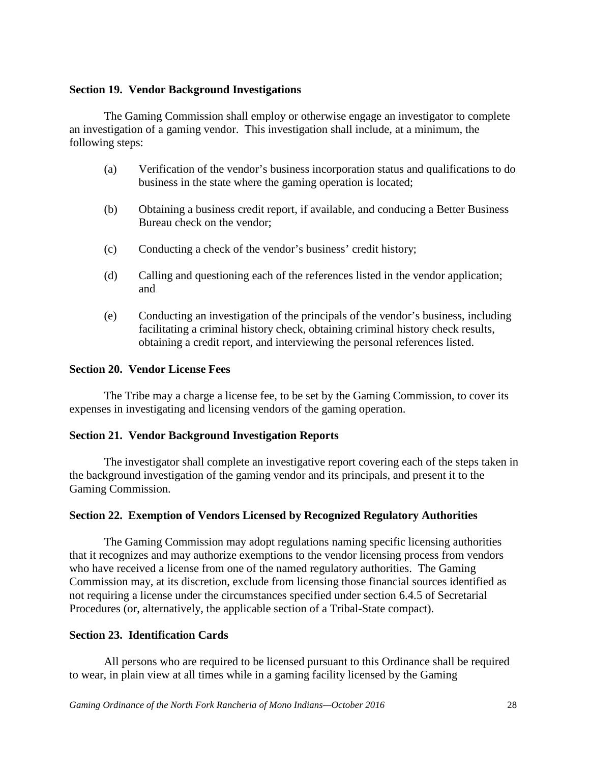**Section 19. Vendor Background Investigations**

The Gaming Commission shall employ or otherwise engage an investigator to complete an investigation of a gaming vendor. This investigation shall include, at a minimum, the following steps:

(a) Verification of the vendor's business incorporation status and qualifications to do business in the state where the gaming operation is located;

(b) Obtaining a business credit report, if available, and conducing a Better Business Bureau check on the vendor;

(c) Conducting a check of the vendor's business' credit history;

(d) Calling and questioning each of the references listed in the vendor application; and

(e) Conducting an investigation of the principals of the vendor's business, including facilitating a criminal history check, obtaining criminal history check results, obtaining a credit report, and interviewing the personal references listed.

**Section 20. Vendor License Fees**

The Tribe may a charge a license fee, to be set by the Gaming Commission, to cover its expenses in investigating and licensing vendors of the gaming operation.

**Section 21. Vendor Background Investigation Reports**

The investigator shall complete an investigative report covering each of the steps taken in the background investigation of the gaming vendor and its principals, and present it to the Gaming Commission.

**Section 22. Exemption of Vendors Licensed by Recognized Regulatory Authorities**

The Gaming Commission may adopt regulations naming specific licensing authorities that it recognizes and may authorize exemptions to the vendor licensing process from vendors who have received a license from one of the named regulatory authorities. The Gaming Commission may, at its discretion, exclude from licensing those financial sources identified as not requiring a license under the circumstances specified under section 6.4.5 of Secretarial Procedures (or, alternatively, the applicable section of a Tribal-State compact).

**Section 23. Identification Cards**

All persons who are required to be licensed pursuant to this Ordinance shall be required to wear, in plain view at all times while in a gaming facility licensed by the Gaming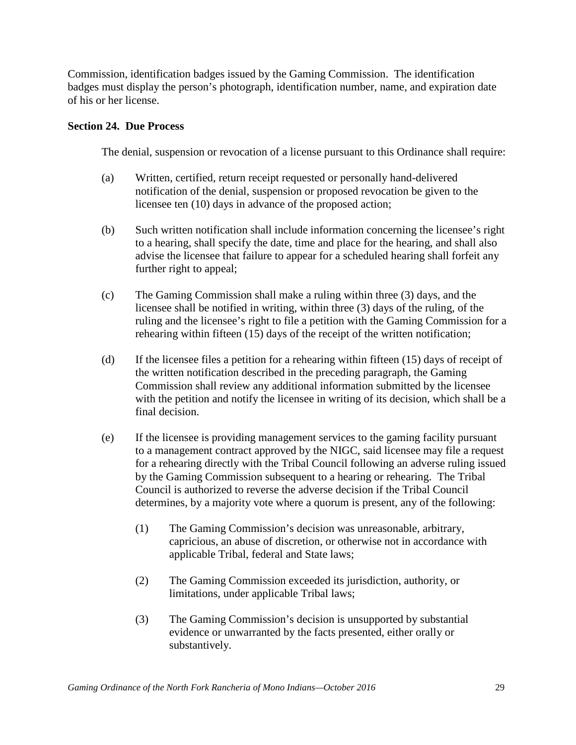Commission, identification badges issued by the Gaming Commission. The identification badges must display the person's photograph, identification number, name, and expiration date of his or her license.

**Section 24. Due Process**

The denial, suspension or revocation of a license pursuant to this Ordinance shall require:

(a) Written, certified, return receipt requested or personally hand-delivered notification of the denial, suspension or proposed revocation be given to the licensee ten (10) days in advance of the proposed action;

(b) Such written notification shall include information concerning the licensee's right to a hearing, shall specify the date, time and place for the hearing, and shall also advise the licensee that failure to appear for a scheduled hearing shall forfeit any further right to appeal;

(c) The Gaming Commission shall make a ruling within three (3) days, and the licensee shall be notified in writing, within three (3) days of the ruling, of the ruling and the licensee's right to file a petition with the Gaming Commission for a rehearing within fifteen (15) days of the receipt of the written notification;

(d) If the licensee files a petition for a rehearing within fifteen (15) days of receipt of the written notification described in the preceding paragraph, the Gaming Commission shall review any additional information submitted by the licensee with the petition and notify the licensee in writing of its decision, which shall be a final decision.

(e) If the licensee is providing management services to the gaming facility pursuant to a management contract approved by the NIGC, said licensee may file a request for a rehearing directly with the Tribal Council following an adverse ruling issued by the Gaming Commission subsequent to a hearing or rehearing. The Tribal Council is authorized to reverse the adverse decision if the Tribal Council determines, by a majority vote where a quorum is present, any of the following:

    (1) The Gaming Commission's decision was unreasonable, arbitrary, capricious, an abuse of discretion, or otherwise not in accordance with applicable Tribal, federal and State laws;

    (2) The Gaming Commission exceeded its jurisdiction, authority, or limitations, under applicable Tribal laws;

    (3) The Gaming Commission's decision is unsupported by substantial evidence or unwarranted by the facts presented, either orally or substantively.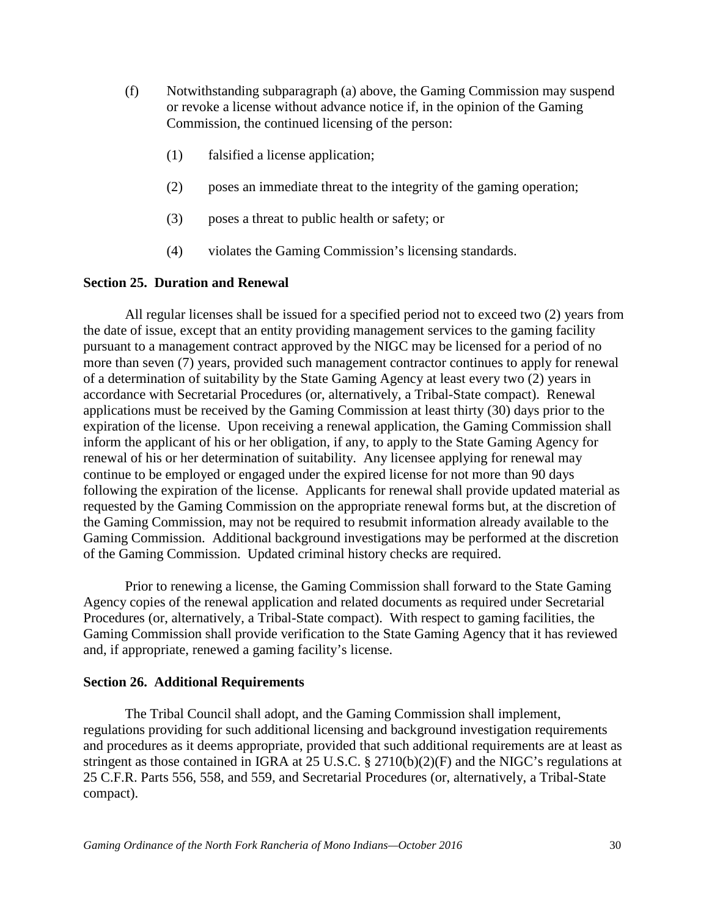(f) Notwithstanding subparagraph (a) above, the Gaming Commission may suspend or revoke a license without advance notice if, in the opinion of the Gaming Commission, the continued licensing of the person:

   (1) falsified a license application;

   (2) poses an immediate threat to the integrity of the gaming operation;

   (3) poses a threat to public health or safety; or

   (4) violates the Gaming Commission's licensing standards.

**Section 25. Duration and Renewal**

All regular licenses shall be issued for a specified period not to exceed two (2) years from the date of issue, except that an entity providing management services to the gaming facility pursuant to a management contract approved by the NIGC may be licensed for a period of no more than seven (7) years, provided such management contractor continues to apply for renewal of a determination of suitability by the State Gaming Agency at least every two (2) years in accordance with Secretarial Procedures (or, alternatively, a Tribal-State compact). Renewal applications must be received by the Gaming Commission at least thirty (30) days prior to the expiration of the license. Upon receiving a renewal application, the Gaming Commission shall inform the applicant of his or her obligation, if any, to apply to the State Gaming Agency for renewal of his or her determination of suitability. Any licensee applying for renewal may continue to be employed or engaged under the expired license for not more than 90 days following the expiration of the license. Applicants for renewal shall provide updated material as requested by the Gaming Commission on the appropriate renewal forms but, at the discretion of the Gaming Commission, may not be required to resubmit information already available to the Gaming Commission. Additional background investigations may be performed at the discretion of the Gaming Commission. Updated criminal history checks are required.

Prior to renewing a license, the Gaming Commission shall forward to the State Gaming Agency copies of the renewal application and related documents as required under Secretarial Procedures (or, alternatively, a Tribal-State compact). With respect to gaming facilities, the Gaming Commission shall provide verification to the State Gaming Agency that it has reviewed and, if appropriate, renewed a gaming facility's license.

**Section 26. Additional Requirements**

The Tribal Council shall adopt, and the Gaming Commission shall implement, regulations providing for such additional licensing and background investigation requirements and procedures as it deems appropriate, provided that such additional requirements are at least as stringent as those contained in IGRA at 25 U.S.C. § 2710(b)(2)(F) and the NIGC's regulations at 25 C.F.R. Parts 556, 558, and 559, and Secretarial Procedures (or, alternatively, a Tribal-State compact).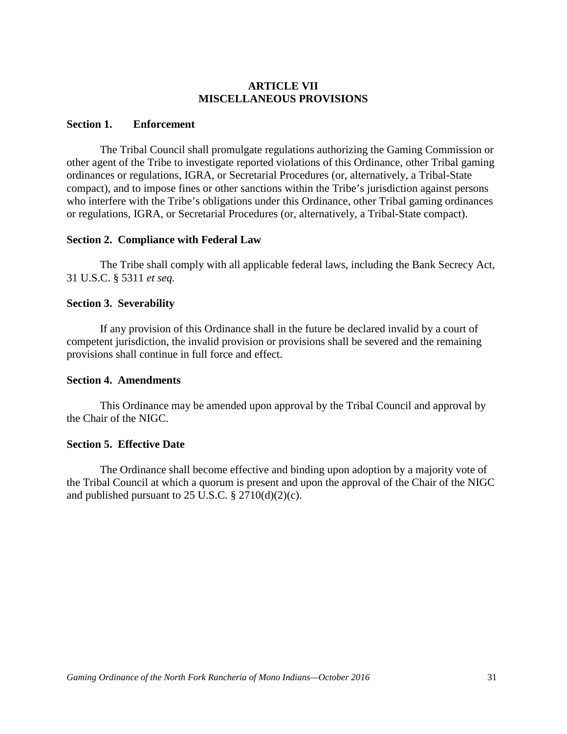# ARTICLE VII
# MISCELLANEOUS PROVISIONS

**Section 1. Enforcement**

The Tribal Council shall promulgate regulations authorizing the Gaming Commission or other agent of the Tribe to investigate reported violations of this Ordinance, other Tribal gaming ordinances or regulations, IGRA, or Secretarial Procedures (or, alternatively, a Tribal-State compact), and to impose fines or other sanctions within the Tribe's jurisdiction against persons who interfere with the Tribe's obligations under this Ordinance, other Tribal gaming ordinances or regulations, IGRA, or Secretarial Procedures (or, alternatively, a Tribal-State compact).

**Section 2. Compliance with Federal Law**

The Tribe shall comply with all applicable federal laws, including the Bank Secrecy Act, 31 U.S.C. § 5311 *et seq.*

**Section 3. Severability**

If any provision of this Ordinance shall in the future be declared invalid by a court of competent jurisdiction, the invalid provision or provisions shall be severed and the remaining provisions shall continue in full force and effect.

**Section 4. Amendments**

This Ordinance may be amended upon approval by the Tribal Council and approval by the Chair of the NIGC.

**Section 5. Effective Date**

The Ordinance shall become effective and binding upon adoption by a majority vote of the Tribal Council at which a quorum is present and upon the approval of the Chair of the NIGC and published pursuant to 25 U.S.C. § 2710(d)(2)(c).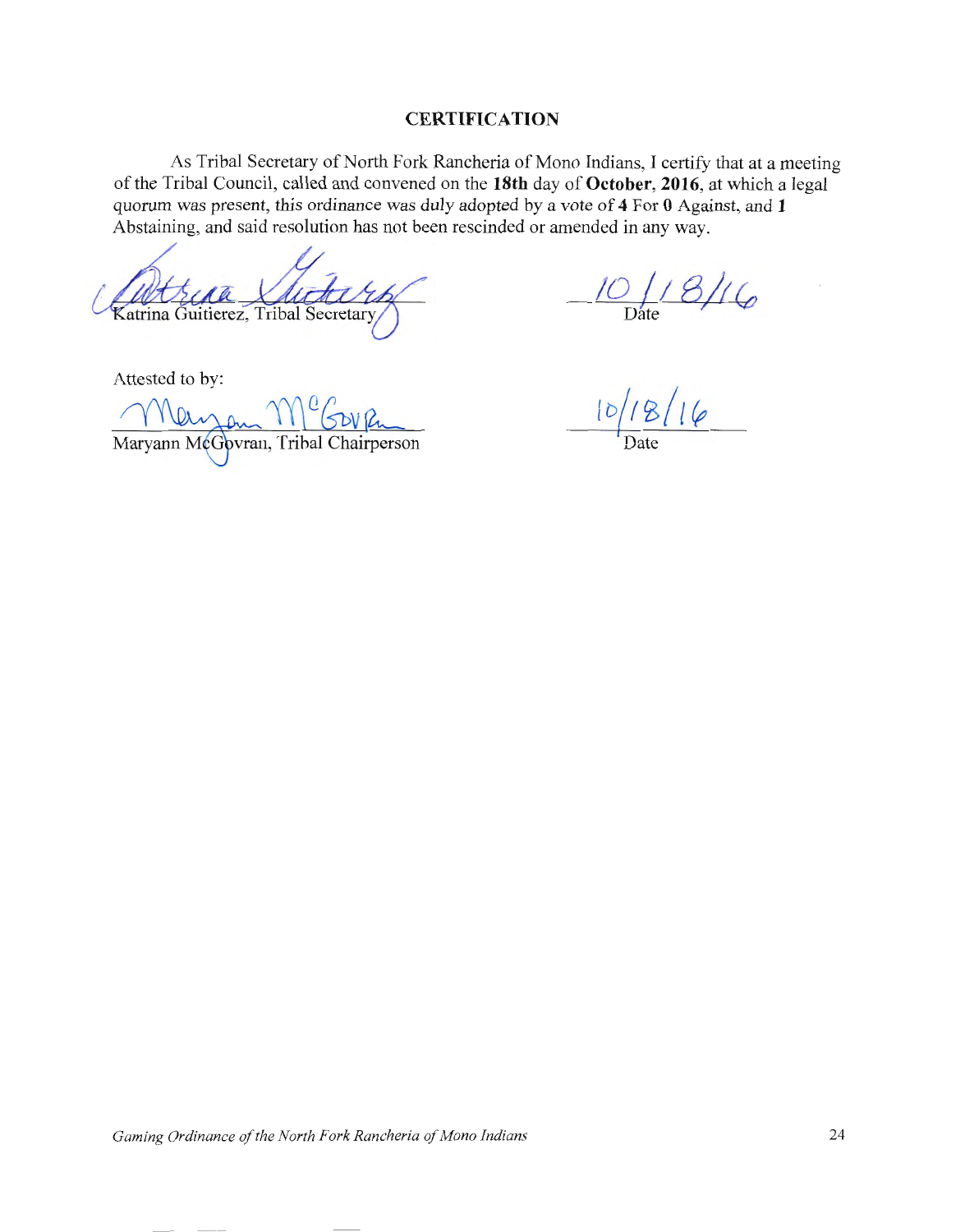## CERTIFICATION

As Tribal Secretary of North Fork Rancheria of Mono Indians, I certify that at a meeting of the Tribal Council, called and convened on the **18th** day of **October**, **2016**, at which a legal quorum was present, this ordinance was duly adopted by a vote of **4** For **0** Against, and **1** Abstaining, and said resolution has not been rescinded or amended in any way.

Katrina Guitierez, Tribal Secretary

10/18/16
Date

Attested to by:

Maryann McGovran, Tribal Chairperson

10/18/16
Date